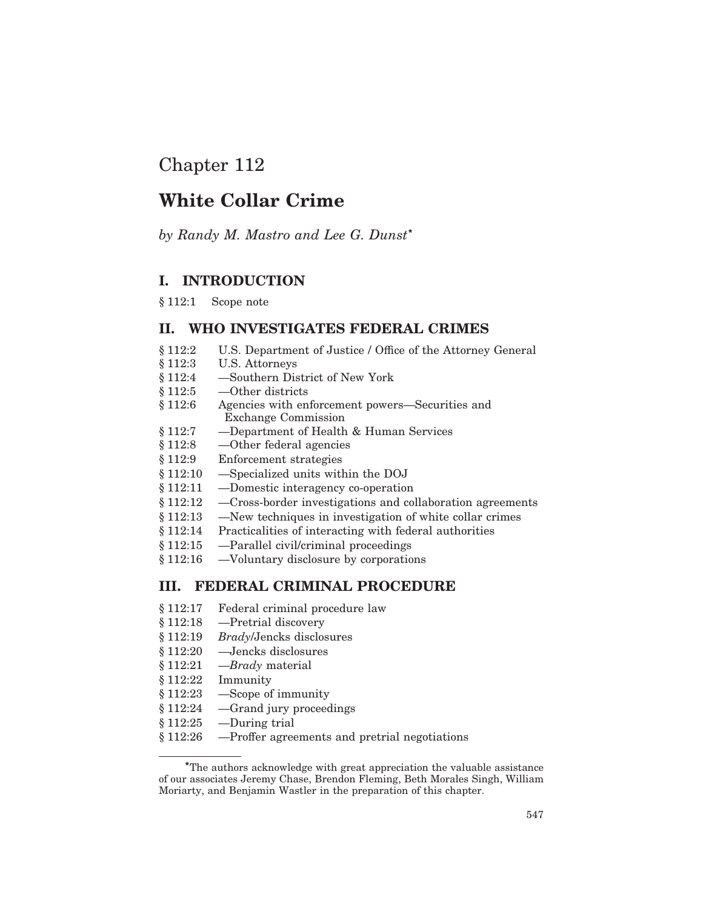# Chapter 112

# White Collar Crime

*by Randy M. Mastro and Lee G. Dunst**

## I. INTRODUCTION

§ 112:1 Scope note

## II. WHO INVESTIGATES FEDERAL CRIMES

§ 112:2 U.S. Department of Justice / Office of the Attorney General
§ 112:3 U.S. Attorneys
§ 112:4 —Southern District of New York
§ 112:5 —Other districts
§ 112:6 Agencies with enforcement powers—Securities and Exchange Commission
§ 112:7 —Department of Health & Human Services
§ 112:8 —Other federal agencies
§ 112:9 Enforcement strategies
§ 112:10 —Specialized units within the DOJ
§ 112:11 —Domestic interagency co-operation
§ 112:12 —Cross-border investigations and collaboration agreements
§ 112:13 —New techniques in investigation of white collar crimes
§ 112:14 Practicalities of interacting with federal authorities
§ 112:15 —Parallel civil/criminal proceedings
§ 112:16 —Voluntary disclosure by corporations

## III. FEDERAL CRIMINAL PROCEDURE

§ 112:17 Federal criminal procedure law
§ 112:18 —Pretrial discovery
§ 112:19 *Brady*/Jencks disclosures
§ 112:20 —Jencks disclosures
§ 112:21 —*Brady* material
§ 112:22 Immunity
§ 112:23 —Scope of immunity
§ 112:24 —Grand jury proceedings
§ 112:25 —During trial
§ 112:26 —Proffer agreements and pretrial negotiations

*The authors acknowledge with great appreciation the valuable assistance of our associates Jeremy Chase, Brendon Fleming, Beth Morales Singh, William Moriarty, and Benjamin Wastler in the preparation of this chapter.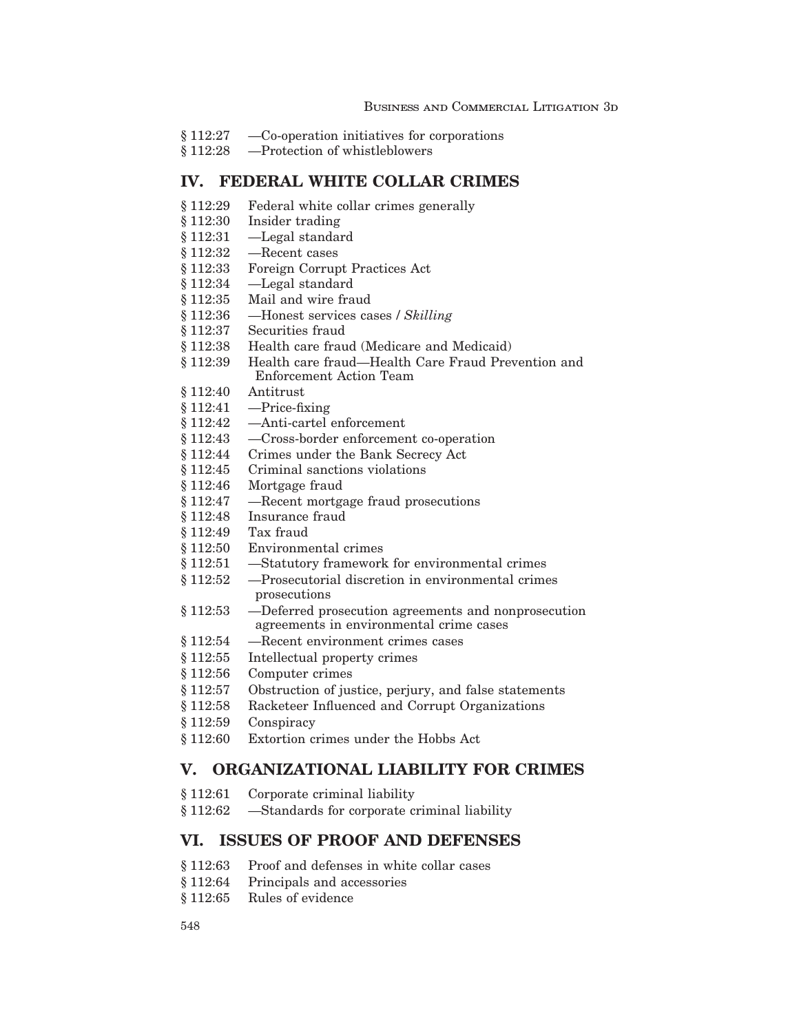§ 112:27 —Co-operation initiatives for corporations
§ 112:28 —Protection of whistleblowers

## IV. FEDERAL WHITE COLLAR CRIMES

§ 112:29 Federal white collar crimes generally
§ 112:30 Insider trading
§ 112:31 —Legal standard
§ 112:32 —Recent cases
§ 112:33 Foreign Corrupt Practices Act
§ 112:34 —Legal standard
§ 112:35 Mail and wire fraud
§ 112:36 —Honest services cases / *Skilling*
§ 112:37 Securities fraud
§ 112:38 Health care fraud (Medicare and Medicaid)
§ 112:39 Health care fraud—Health Care Fraud Prevention and Enforcement Action Team
§ 112:40 Antitrust
§ 112:41 —Price-fixing
§ 112:42 —Anti-cartel enforcement
§ 112:43 —Cross-border enforcement co-operation
§ 112:44 Crimes under the Bank Secrecy Act
§ 112:45 Criminal sanctions violations
§ 112:46 Mortgage fraud
§ 112:47 —Recent mortgage fraud prosecutions
§ 112:48 Insurance fraud
§ 112:49 Tax fraud
§ 112:50 Environmental crimes
§ 112:51 —Statutory framework for environmental crimes
§ 112:52 —Prosecutorial discretion in environmental crimes prosecutions
§ 112:53 —Deferred prosecution agreements and nonprosecution agreements in environmental crime cases
§ 112:54 —Recent environment crimes cases
§ 112:55 Intellectual property crimes
§ 112:56 Computer crimes
§ 112:57 Obstruction of justice, perjury, and false statements
§ 112:58 Racketeer Influenced and Corrupt Organizations
§ 112:59 Conspiracy
§ 112:60 Extortion crimes under the Hobbs Act

## V. ORGANIZATIONAL LIABILITY FOR CRIMES

§ 112:61 Corporate criminal liability
§ 112:62 —Standards for corporate criminal liability

## VI. ISSUES OF PROOF AND DEFENSES

§ 112:63 Proof and defenses in white collar cases
§ 112:64 Principals and accessories
§ 112:65 Rules of evidence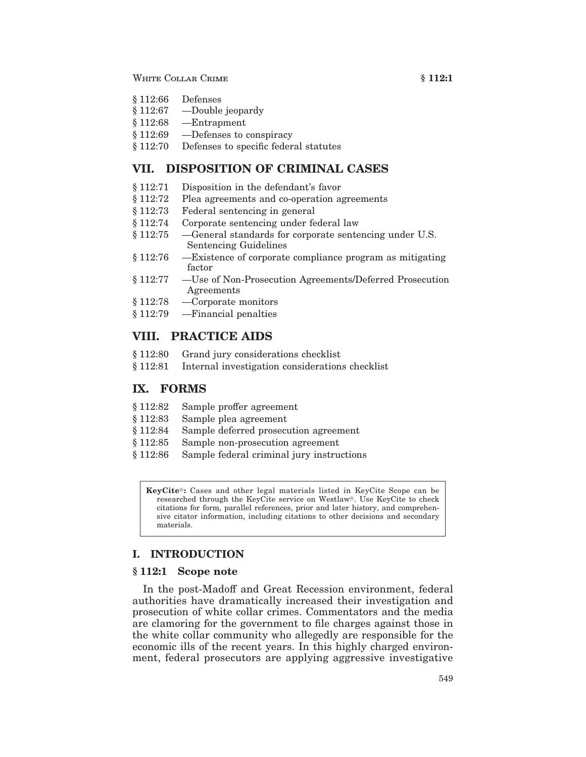- § 112:66 Defenses
- § 112:67 —Double jeopardy
- § 112:68 —Entrapment
- § 112:69 —Defenses to conspiracy
- § 112:70 Defenses to specific federal statutes

## VII. DISPOSITION OF CRIMINAL CASES

- § 112:71 Disposition in the defendant's favor
- § 112:72 Plea agreements and co-operation agreements
- § 112:73 Federal sentencing in general
- § 112:74 Corporate sentencing under federal law
- § 112:75 —General standards for corporate sentencing under U.S. Sentencing Guidelines
- § 112:76 —Existence of corporate compliance program as mitigating factor
- § 112:77 —Use of Non-Prosecution Agreements/Deferred Prosecution Agreements
- § 112:78 —Corporate monitors
- § 112:79 —Financial penalties

## VIII. PRACTICE AIDS

- § 112:80 Grand jury considerations checklist
- § 112:81 Internal investigation considerations checklist

## IX. FORMS

- § 112:82 Sample proffer agreement
- § 112:83 Sample plea agreement
- § 112:84 Sample deferred prosecution agreement
- § 112:85 Sample non-prosecution agreement
- § 112:86 Sample federal criminal jury instructions

> **KeyCite®:** Cases and other legal materials listed in KeyCite Scope can be researched through the KeyCite service on Westlaw®. Use KeyCite to check citations for form, parallel references, prior and later history, and comprehensive citator information, including citations to other decisions and secondary materials.

## I. INTRODUCTION

### § 112:1 Scope note

In the post-Madoff and Great Recession environment, federal authorities have dramatically increased their investigation and prosecution of white collar crimes. Commentators and the media are clamoring for the government to file charges against those in the white collar community who allegedly are responsible for the economic ills of the recent years. In this highly charged environment, federal prosecutors are applying aggressive investigative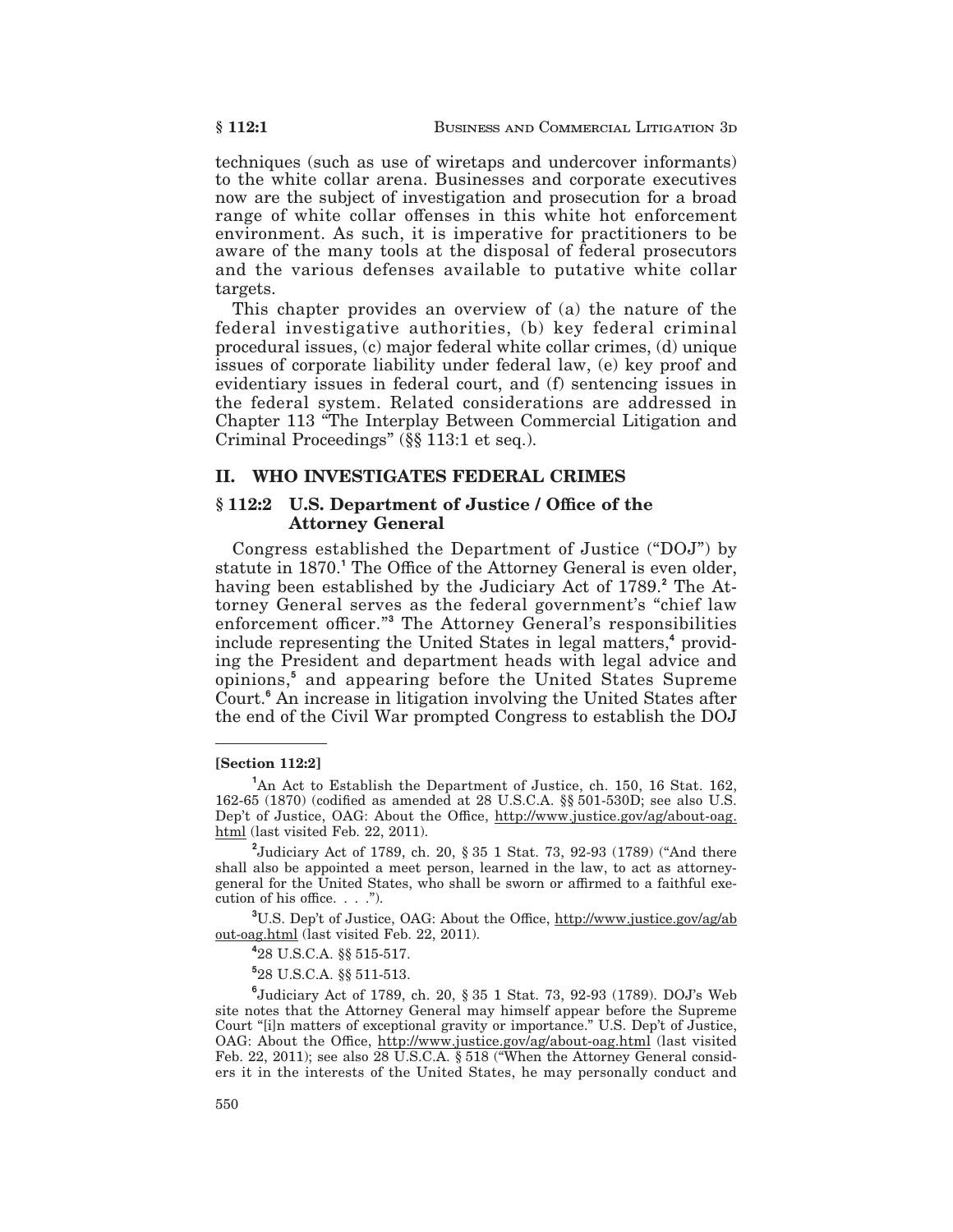techniques (such as use of wiretaps and undercover informants) to the white collar arena. Businesses and corporate executives now are the subject of investigation and prosecution for a broad range of white collar offenses in this white hot enforcement environment. As such, it is imperative for practitioners to be aware of the many tools at the disposal of federal prosecutors and the various defenses available to putative white collar targets.

This chapter provides an overview of (a) the nature of the federal investigative authorities, (b) key federal criminal procedural issues, (c) major federal white collar crimes, (d) unique issues of corporate liability under federal law, (e) key proof and evidentiary issues in federal court, and (f) sentencing issues in the federal system. Related considerations are addressed in Chapter 113 "The Interplay Between Commercial Litigation and Criminal Proceedings" (§§ 113:1 et seq.).

## II. WHO INVESTIGATES FEDERAL CRIMES

### § 112:2 U.S. Department of Justice / Office of the Attorney General

Congress established the Department of Justice ("DOJ") by statute in 1870.[1] The Office of the Attorney General is even older, having been established by the Judiciary Act of 1789.[2] The Attorney General serves as the federal government's "chief law enforcement officer."[3] The Attorney General's responsibilities include representing the United States in legal matters,[4] providing the President and department heads with legal advice and opinions,[5] and appearing before the United States Supreme Court.[6] An increase in litigation involving the United States after the end of the Civil War prompted Congress to establish the DOJ

---

**[Section 112:2]**

[1] An Act to Establish the Department of Justice, ch. 150, 16 Stat. 162, 162-65 (1870) (codified as amended at 28 U.S.C.A. §§ 501-530D; see also U.S. Dep't of Justice, OAG: About the Office, http://www.justice.gov/ag/about-oag.html (last visited Feb. 22, 2011).

[2] Judiciary Act of 1789, ch. 20, § 35 1 Stat. 73, 92-93 (1789) ("And there shall also be appointed a meet person, learned in the law, to act as attorney-general for the United States, who shall be sworn or affirmed to a faithful execution of his office. . . .").

[3] U.S. Dep't of Justice, OAG: About the Office, http://www.justice.gov/ag/about-oag.html (last visited Feb. 22, 2011).

[4] 28 U.S.C.A. §§ 515-517.

[5] 28 U.S.C.A. §§ 511-513.

[6] Judiciary Act of 1789, ch. 20, § 35 1 Stat. 73, 92-93 (1789). DOJ's Web site notes that the Attorney General may himself appear before the Supreme Court "[i]n matters of exceptional gravity or importance." U.S. Dep't of Justice, OAG: About the Office, http://www.justice.gov/ag/about-oag.html (last visited Feb. 22, 2011); see also 28 U.S.C.A. § 518 ("When the Attorney General considers it in the interests of the United States, he may personally conduct and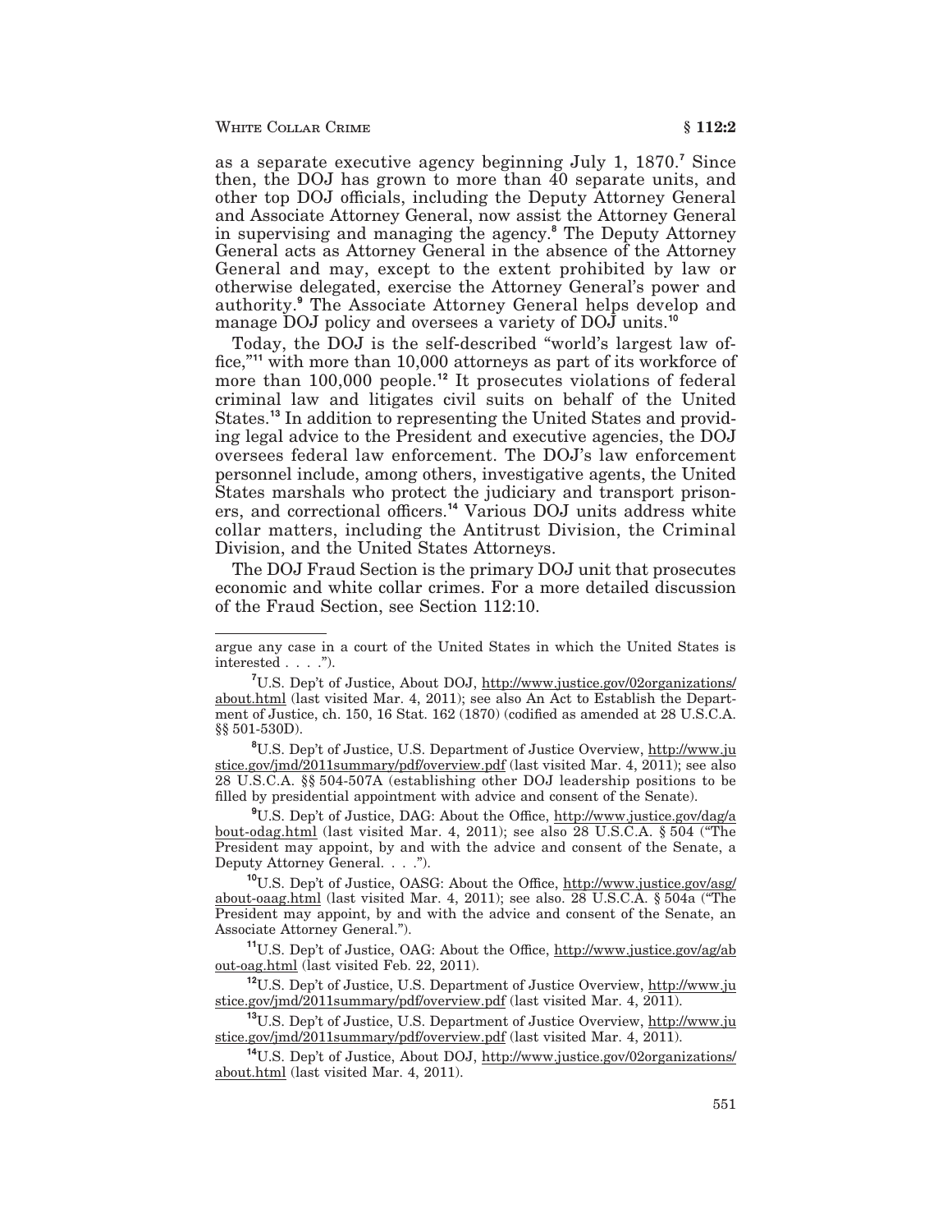as a separate executive agency beginning July 1, 1870.[7] Since then, the DOJ has grown to more than 40 separate units, and other top DOJ officials, including the Deputy Attorney General and Associate Attorney General, now assist the Attorney General in supervising and managing the agency.[8] The Deputy Attorney General acts as Attorney General in the absence of the Attorney General and may, except to the extent prohibited by law or otherwise delegated, exercise the Attorney General's power and authority.[9] The Associate Attorney General helps develop and manage DOJ policy and oversees a variety of DOJ units.[10]

Today, the DOJ is the self-described "world's largest law office,"[11] with more than 10,000 attorneys as part of its workforce of more than 100,000 people.[12] It prosecutes violations of federal criminal law and litigates civil suits on behalf of the United States.[13] In addition to representing the United States and providing legal advice to the President and executive agencies, the DOJ oversees federal law enforcement. The DOJ's law enforcement personnel include, among others, investigative agents, the United States marshals who protect the judiciary and transport prisoners, and correctional officers.[14] Various DOJ units address white collar matters, including the Antitrust Division, the Criminal Division, and the United States Attorneys.

The DOJ Fraud Section is the primary DOJ unit that prosecutes economic and white collar crimes. For a more detailed discussion of the Fraud Section, see Section 112:10.

---

argue any case in a court of the United States in which the United States is interested . . . .").

[7] U.S. Dep't of Justice, About DOJ, http://www.justice.gov/02organizations/about.html (last visited Mar. 4, 2011); see also An Act to Establish the Department of Justice, ch. 150, 16 Stat. 162 (1870) (codified as amended at 28 U.S.C.A. §§ 501-530D).

[8] U.S. Dep't of Justice, U.S. Department of Justice Overview, http://www.justice.gov/jmd/2011summary/pdf/overview.pdf (last visited Mar. 4, 2011); see also 28 U.S.C.A. §§ 504-507A (establishing other DOJ leadership positions to be filled by presidential appointment with advice and consent of the Senate).

[9] U.S. Dep't of Justice, DAG: About the Office, http://www.justice.gov/dag/about-odag.html (last visited Mar. 4, 2011); see also 28 U.S.C.A. § 504 ("The President may appoint, by and with the advice and consent of the Senate, a Deputy Attorney General. . . .").

[10] U.S. Dep't of Justice, OASG: About the Office, http://www.justice.gov/asg/about-oaag.html (last visited Mar. 4, 2011); see also. 28 U.S.C.A. § 504a ("The President may appoint, by and with the advice and consent of the Senate, an Associate Attorney General.").

[11] U.S. Dep't of Justice, OAG: About the Office, http://www.justice.gov/ag/about-oag.html (last visited Feb. 22, 2011).

[12] U.S. Dep't of Justice, U.S. Department of Justice Overview, http://www.justice.gov/jmd/2011summary/pdf/overview.pdf (last visited Mar. 4, 2011).

[13] U.S. Dep't of Justice, U.S. Department of Justice Overview, http://www.justice.gov/jmd/2011summary/pdf/overview.pdf (last visited Mar. 4, 2011).

[14] U.S. Dep't of Justice, About DOJ, http://www.justice.gov/02organizations/about.html (last visited Mar. 4, 2011).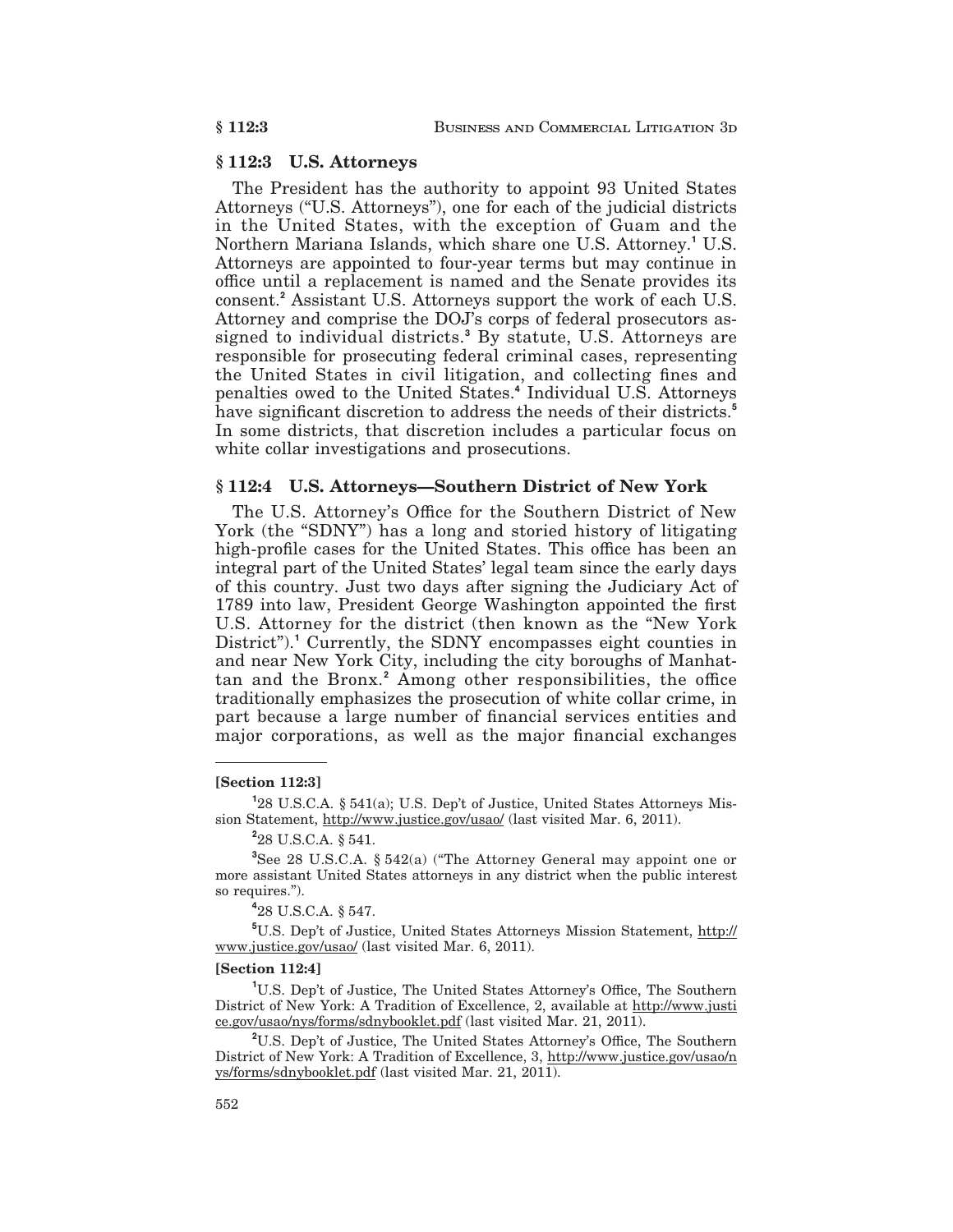## § 112:3 U.S. Attorneys

The President has the authority to appoint 93 United States Attorneys ("U.S. Attorneys"), one for each of the judicial districts in the United States, with the exception of Guam and the Northern Mariana Islands, which share one U.S. Attorney.[1] U.S. Attorneys are appointed to four-year terms but may continue in office until a replacement is named and the Senate provides its consent.[2] Assistant U.S. Attorneys support the work of each U.S. Attorney and comprise the DOJ's corps of federal prosecutors assigned to individual districts.[3] By statute, U.S. Attorneys are responsible for prosecuting federal criminal cases, representing the United States in civil litigation, and collecting fines and penalties owed to the United States.[4] Individual U.S. Attorneys have significant discretion to address the needs of their districts.[5] In some districts, that discretion includes a particular focus on white collar investigations and prosecutions.

## § 112:4 U.S. Attorneys—Southern District of New York

The U.S. Attorney's Office for the Southern District of New York (the "SDNY") has a long and storied history of litigating high-profile cases for the United States. This office has been an integral part of the United States' legal team since the early days of this country. Just two days after signing the Judiciary Act of 1789 into law, President George Washington appointed the first U.S. Attorney for the district (then known as the "New York District").[1] Currently, the SDNY encompasses eight counties in and near New York City, including the city boroughs of Manhattan and the Bronx.[2] Among other responsibilities, the office traditionally emphasizes the prosecution of white collar crime, in part because a large number of financial services entities and major corporations, as well as the major financial exchanges

---

**[Section 112:3]**

[1] 28 U.S.C.A. § 541(a); U.S. Dep't of Justice, United States Attorneys Mission Statement, http://www.justice.gov/usao/ (last visited Mar. 6, 2011).

[2] 28 U.S.C.A. § 541.

[3] See 28 U.S.C.A. § 542(a) ("The Attorney General may appoint one or more assistant United States attorneys in any district when the public interest so requires.").

[4] 28 U.S.C.A. § 547.

[5] U.S. Dep't of Justice, United States Attorneys Mission Statement, http://www.justice.gov/usao/ (last visited Mar. 6, 2011).

**[Section 112:4]**

[1] U.S. Dep't of Justice, The United States Attorney's Office, The Southern District of New York: A Tradition of Excellence, 2, available at http://www.justice.gov/usao/nys/forms/sdnybooklet.pdf (last visited Mar. 21, 2011).

[2] U.S. Dep't of Justice, The United States Attorney's Office, The Southern District of New York: A Tradition of Excellence, 3, http://www.justice.gov/usao/nys/forms/sdnybooklet.pdf (last visited Mar. 21, 2011).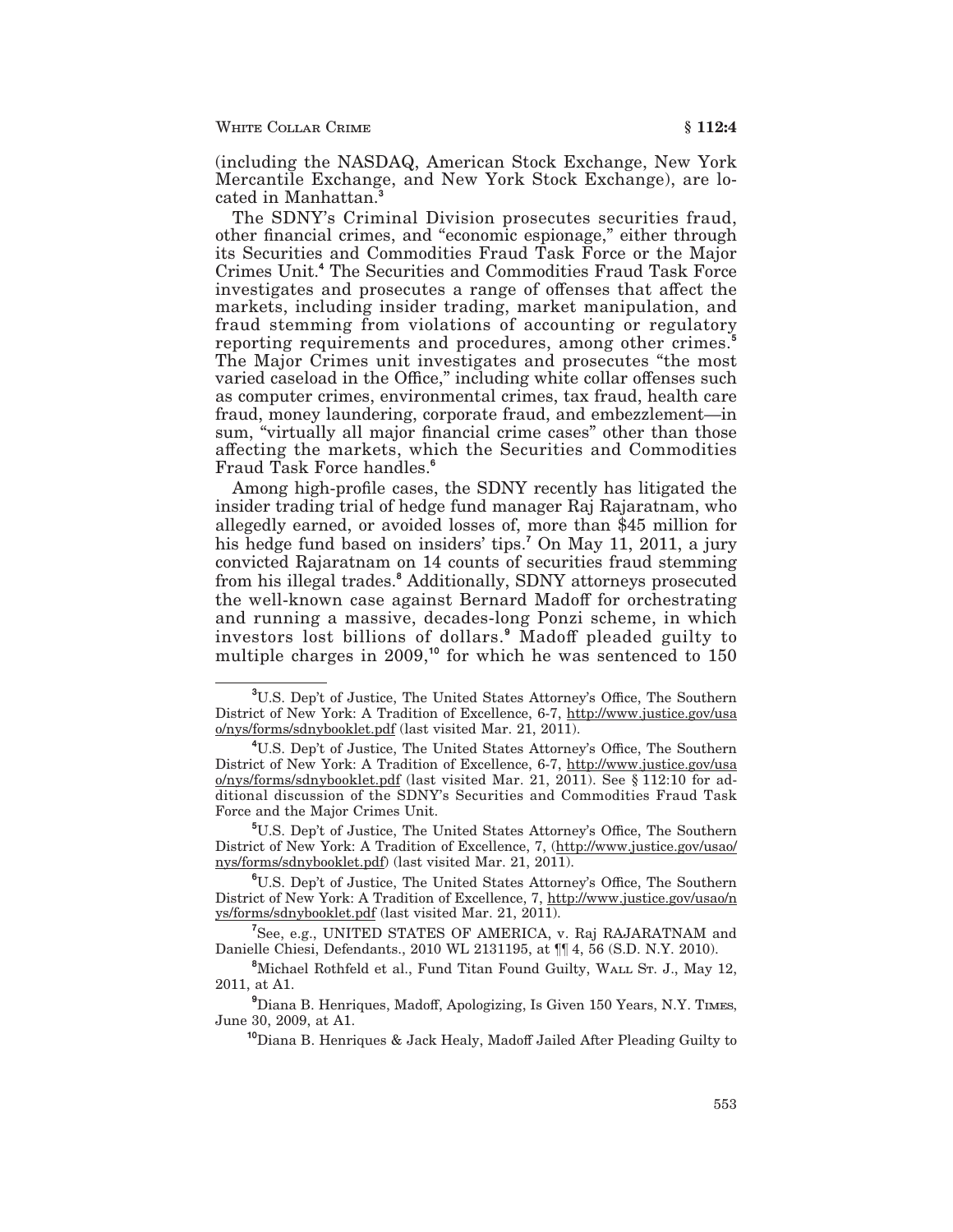(including the NASDAQ, American Stock Exchange, New York Mercantile Exchange, and New York Stock Exchange), are located in Manhattan.[3]

The SDNY's Criminal Division prosecutes securities fraud, other financial crimes, and "economic espionage," either through its Securities and Commodities Fraud Task Force or the Major Crimes Unit.[4] The Securities and Commodities Fraud Task Force investigates and prosecutes a range of offenses that affect the markets, including insider trading, market manipulation, and fraud stemming from violations of accounting or regulatory reporting requirements and procedures, among other crimes.[5] The Major Crimes unit investigates and prosecutes "the most varied caseload in the Office," including white collar offenses such as computer crimes, environmental crimes, tax fraud, health care fraud, money laundering, corporate fraud, and embezzlement—in sum, "virtually all major financial crime cases" other than those affecting the markets, which the Securities and Commodities Fraud Task Force handles.[6]

Among high-profile cases, the SDNY recently has litigated the insider trading trial of hedge fund manager Raj Rajaratnam, who allegedly earned, or avoided losses of, more than $45 million for his hedge fund based on insiders' tips.[7] On May 11, 2011, a jury convicted Rajaratnam on 14 counts of securities fraud stemming from his illegal trades.[8] Additionally, SDNY attorneys prosecuted the well-known case against Bernard Madoff for orchestrating and running a massive, decades-long Ponzi scheme, in which investors lost billions of dollars.[9] Madoff pleaded guilty to multiple charges in 2009,[10] for which he was sentenced to 150

---

[3] U.S. Dep't of Justice, The United States Attorney's Office, The Southern District of New York: A Tradition of Excellence, 6-7, http://www.justice.gov/usao/nys/forms/sdnybooklet.pdf (last visited Mar. 21, 2011).

[4] U.S. Dep't of Justice, The United States Attorney's Office, The Southern District of New York: A Tradition of Excellence, 6-7, http://www.justice.gov/usao/nys/forms/sdnybooklet.pdf (last visited Mar. 21, 2011). See § 112:10 for additional discussion of the SDNY's Securities and Commodities Fraud Task Force and the Major Crimes Unit.

[5] U.S. Dep't of Justice, The United States Attorney's Office, The Southern District of New York: A Tradition of Excellence, 7, (http://www.justice.gov/usao/nys/forms/sdnybooklet.pdf) (last visited Mar. 21, 2011).

[6] U.S. Dep't of Justice, The United States Attorney's Office, The Southern District of New York: A Tradition of Excellence, 7, http://www.justice.gov/usao/nys/forms/sdnybooklet.pdf (last visited Mar. 21, 2011).

[7] See, e.g., UNITED STATES OF AMERICA, v. Raj RAJARATNAM and Danielle Chiesi, Defendants., 2010 WL 2131195, at ¶¶ 4, 56 (S.D. N.Y. 2010).

[8] Michael Rothfeld et al., Fund Titan Found Guilty, Wall St. J., May 12, 2011, at A1.

[9] Diana B. Henriques, Madoff, Apologizing, Is Given 150 Years, N.Y. Times, June 30, 2009, at A1.

[10] Diana B. Henriques & Jack Healy, Madoff Jailed After Pleading Guilty to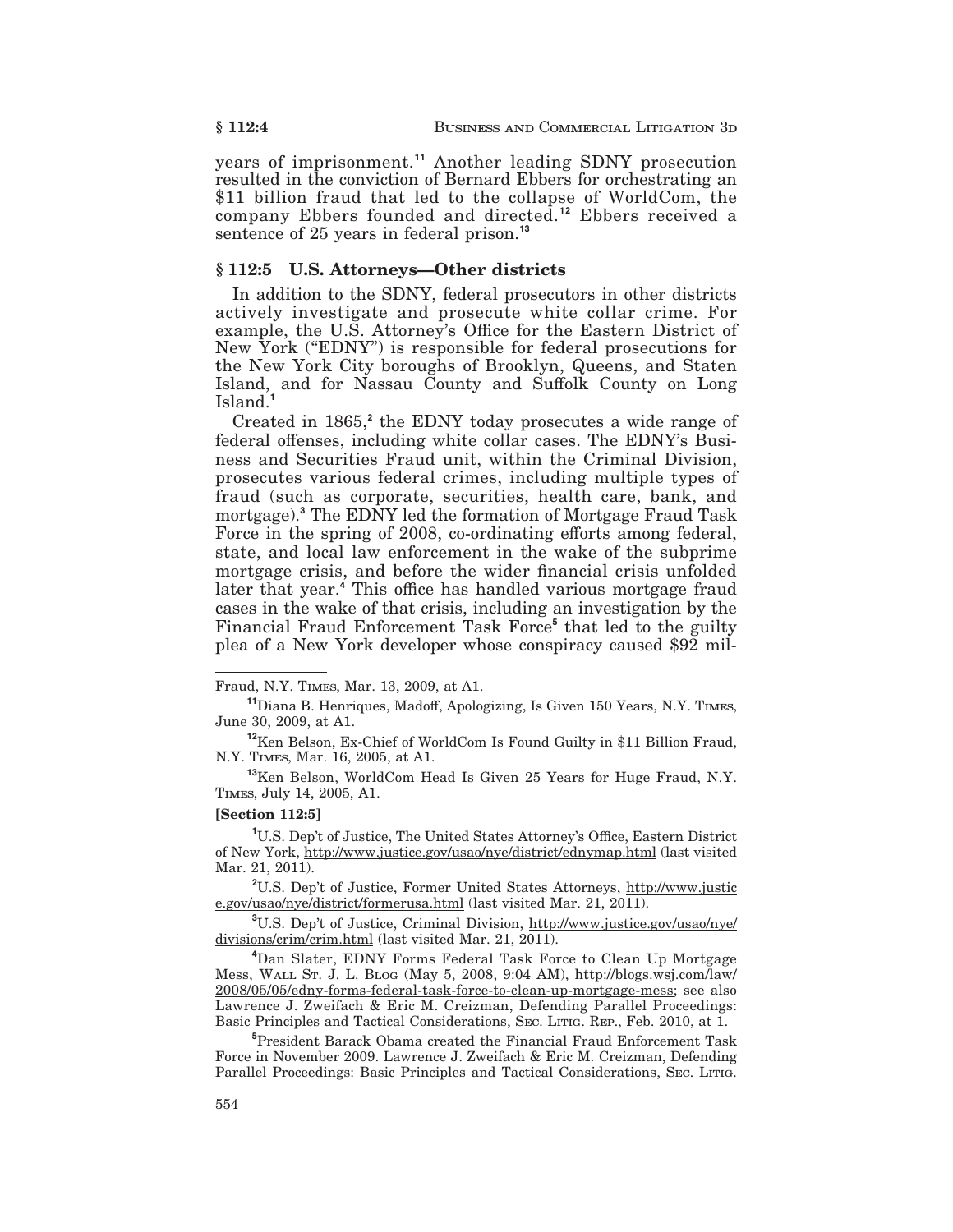years of imprisonment.[11] Another leading SDNY prosecution resulted in the conviction of Bernard Ebbers for orchestrating an $11 billion fraud that led to the collapse of WorldCom, the company Ebbers founded and directed.[12] Ebbers received a sentence of 25 years in federal prison.[13]

### § 112:5 U.S. Attorneys—Other districts

In addition to the SDNY, federal prosecutors in other districts actively investigate and prosecute white collar crime. For example, the U.S. Attorney's Office for the Eastern District of New York ("EDNY") is responsible for federal prosecutions for the New York City boroughs of Brooklyn, Queens, and Staten Island, and for Nassau County and Suffolk County on Long Island.[1]

Created in 1865,[2] the EDNY today prosecutes a wide range of federal offenses, including white collar cases. The EDNY's Business and Securities Fraud unit, within the Criminal Division, prosecutes various federal crimes, including multiple types of fraud (such as corporate, securities, health care, bank, and mortgage).[3] The EDNY led the formation of Mortgage Fraud Task Force in the spring of 2008, co-ordinating efforts among federal, state, and local law enforcement in the wake of the subprime mortgage crisis, and before the wider financial crisis unfolded later that year.[4] This office has handled various mortgage fraud cases in the wake of that crisis, including an investigation by the Financial Fraud Enforcement Task Force[5] that led to the guilty plea of a New York developer whose conspiracy caused $92 mil-

---

Fraud, N.Y. Times, Mar. 13, 2009, at A1.

[11] Diana B. Henriques, Madoff, Apologizing, Is Given 150 Years, N.Y. Times, June 30, 2009, at A1.

[12] Ken Belson, Ex-Chief of WorldCom Is Found Guilty in $11 Billion Fraud, N.Y. Times, Mar. 16, 2005, at A1.

[13] Ken Belson, WorldCom Head Is Given 25 Years for Huge Fraud, N.Y. Times, July 14, 2005, A1.

**[Section 112:5]**

[1] U.S. Dep't of Justice, The United States Attorney's Office, Eastern District of New York, http://www.justice.gov/usao/nye/district/ednymap.html (last visited Mar. 21, 2011).

[2] U.S. Dep't of Justice, Former United States Attorneys, http://www.justice.gov/usao/nye/district/formerusa.html (last visited Mar. 21, 2011).

[3] U.S. Dep't of Justice, Criminal Division, http://www.justice.gov/usao/nye/divisions/crim/crim.html (last visited Mar. 21, 2011).

[4] Dan Slater, EDNY Forms Federal Task Force to Clean Up Mortgage Mess, Wall St. J. L. Blog (May 5, 2008, 9:04 AM), http://blogs.wsj.com/law/2008/05/05/edny-forms-federal-task-force-to-clean-up-mortgage-mess; see also Lawrence J. Zweifach & Eric M. Creizman, Defending Parallel Proceedings: Basic Principles and Tactical Considerations, Sec. Litig. Rep., Feb. 2010, at 1.

[5] President Barack Obama created the Financial Fraud Enforcement Task Force in November 2009. Lawrence J. Zweifach & Eric M. Creizman, Defending Parallel Proceedings: Basic Principles and Tactical Considerations, Sec. Litig.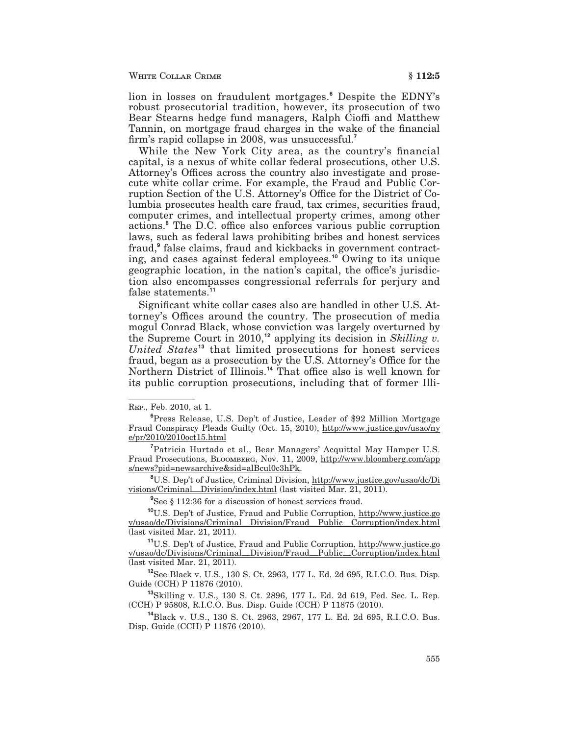lion in losses on fraudulent mortgages.[6] Despite the EDNY's robust prosecutorial tradition, however, its prosecution of two Bear Stearns hedge fund managers, Ralph Cioffi and Matthew Tannin, on mortgage fraud charges in the wake of the financial firm's rapid collapse in 2008, was unsuccessful.[7]

While the New York City area, as the country's financial capital, is a nexus of white collar federal prosecutions, other U.S. Attorney's Offices across the country also investigate and prosecute white collar crime. For example, the Fraud and Public Corruption Section of the U.S. Attorney's Office for the District of Columbia prosecutes health care fraud, tax crimes, securities fraud, computer crimes, and intellectual property crimes, among other actions.[8] The D.C. office also enforces various public corruption laws, such as federal laws prohibiting bribes and honest services fraud,[9] false claims, fraud and kickbacks in government contracting, and cases against federal employees.[10] Owing to its unique geographic location, in the nation's capital, the office's jurisdiction also encompasses congressional referrals for perjury and false statements.[11]

Significant white collar cases also are handled in other U.S. Attorney's Offices around the country. The prosecution of media mogul Conrad Black, whose conviction was largely overturned by the Supreme Court in 2010,[12] applying its decision in *Skilling v. United States*[13] that limited prosecutions for honest services fraud, began as a prosecution by the U.S. Attorney's Office for the Northern District of Illinois.[14] That office also is well known for its public corruption prosecutions, including that of former Illi-

---

Rep., Feb. 2010, at 1.

[6]Press Release, U.S. Dep't of Justice, Leader of $92 Million Mortgage Fraud Conspiracy Pleads Guilty (Oct. 15, 2010), http://www.justice.gov/usao/nye/pr/2010/2010oct15.html

[7]Patricia Hurtado et al., Bear Managers' Acquittal May Hamper U.S. Fraud Prosecutions, Bloomberg, Nov. 11, 2009, http://www.bloomberg.com/apps/news?pid=newsarchive&sid=alBcul0c3hPk.

[8]U.S. Dep't of Justice, Criminal Division, http://www.justice.gov/usao/dc/Divisions/Criminal__Division/index.html (last visited Mar. 21, 2011).

[9]See § 112:36 for a discussion of honest services fraud.

[10]U.S. Dep't of Justice, Fraud and Public Corruption, http://www.justice.gov/usao/dc/Divisions/Criminal__Division/Fraud__Public__Corruption/index.html (last visited Mar. 21, 2011).

[11]U.S. Dep't of Justice, Fraud and Public Corruption, http://www.justice.gov/usao/dc/Divisions/Criminal__Division/Fraud__Public__Corruption/index.html (last visited Mar. 21, 2011).

[12]See Black v. U.S., 130 S. Ct. 2963, 177 L. Ed. 2d 695, R.I.C.O. Bus. Disp. Guide (CCH) P 11876 (2010).

[13]Skilling v. U.S., 130 S. Ct. 2896, 177 L. Ed. 2d 619, Fed. Sec. L. Rep. (CCH) P 95808, R.I.C.O. Bus. Disp. Guide (CCH) P 11875 (2010).

[14]Black v. U.S., 130 S. Ct. 2963, 2967, 177 L. Ed. 2d 695, R.I.C.O. Bus. Disp. Guide (CCH) P 11876 (2010).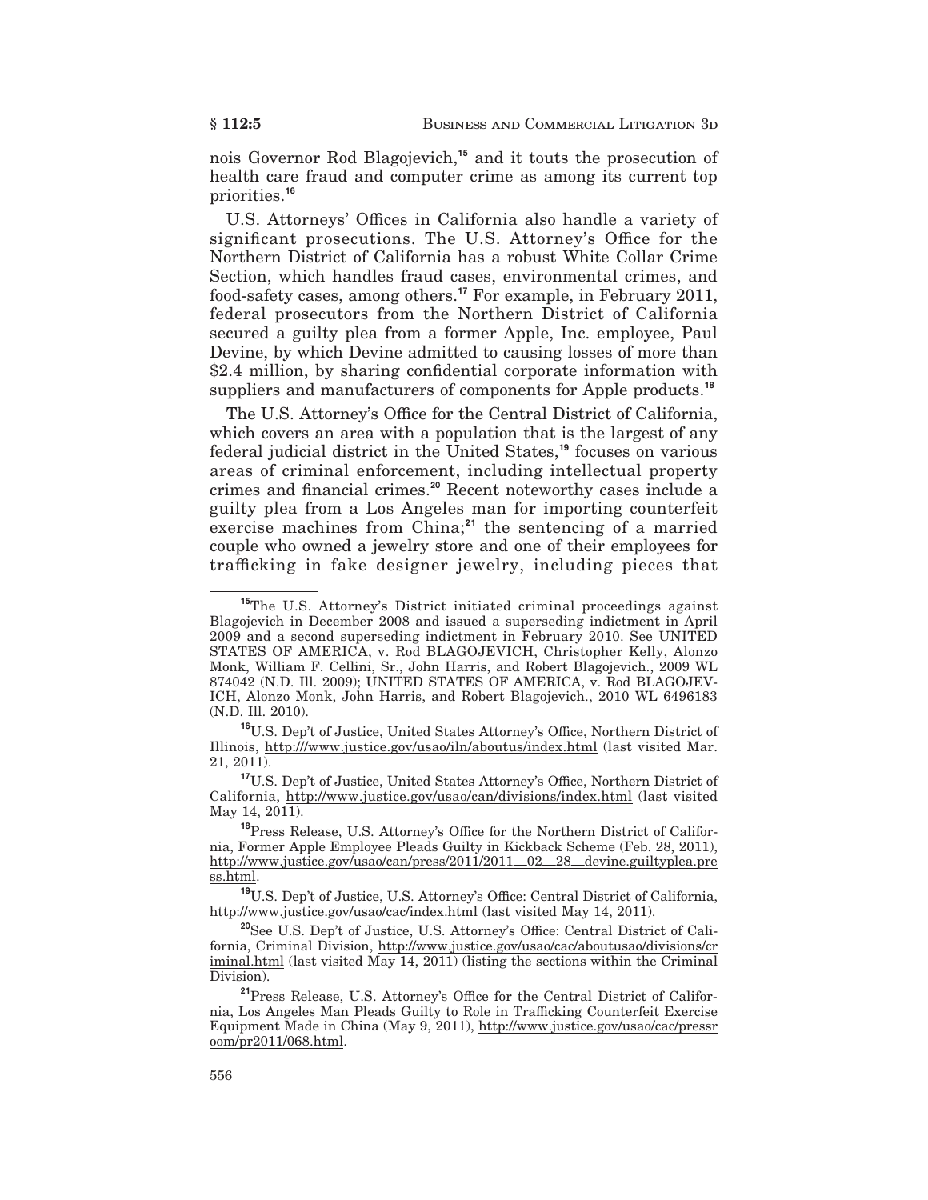nois Governor Rod Blagojevich,[15] and it touts the prosecution of health care fraud and computer crime as among its current top priorities.[16]

U.S. Attorneys' Offices in California also handle a variety of significant prosecutions. The U.S. Attorney's Office for the Northern District of California has a robust White Collar Crime Section, which handles fraud cases, environmental crimes, and food-safety cases, among others.[17] For example, in February 2011, federal prosecutors from the Northern District of California secured a guilty plea from a former Apple, Inc. employee, Paul Devine, by which Devine admitted to causing losses of more than $2.4 million, by sharing confidential corporate information with suppliers and manufacturers of components for Apple products.[18]

The U.S. Attorney's Office for the Central District of California, which covers an area with a population that is the largest of any federal judicial district in the United States,[19] focuses on various areas of criminal enforcement, including intellectual property crimes and financial crimes.[20] Recent noteworthy cases include a guilty plea from a Los Angeles man for importing counterfeit exercise machines from China;[21] the sentencing of a married couple who owned a jewelry store and one of their employees for trafficking in fake designer jewelry, including pieces that

---

[15] The U.S. Attorney's District initiated criminal proceedings against Blagojevich in December 2008 and issued a superseding indictment in April 2009 and a second superseding indictment in February 2010. See UNITED STATES OF AMERICA, v. Rod BLAGOJEVICH, Christopher Kelly, Alonzo Monk, William F. Cellini, Sr., John Harris, and Robert Blagojevich., 2009 WL 874042 (N.D. Ill. 2009); UNITED STATES OF AMERICA, v. Rod BLAGOJEVICH, Alonzo Monk, John Harris, and Robert Blagojevich., 2010 WL 6496183 (N.D. Ill. 2010).

[16] U.S. Dep't of Justice, United States Attorney's Office, Northern District of Illinois, http:///www.justice.gov/usao/iln/aboutus/index.html (last visited Mar. 21, 2011).

[17] U.S. Dep't of Justice, United States Attorney's Office, Northern District of California, http://www.justice.gov/usao/can/divisions/index.html (last visited May 14, 2011).

[18] Press Release, U.S. Attorney's Office for the Northern District of California, Former Apple Employee Pleads Guilty in Kickback Scheme (Feb. 28, 2011), http://www.justice.gov/usao/can/press/2011/2011_02_28_devine.guiltyplea.press.html.

[19] U.S. Dep't of Justice, U.S. Attorney's Office: Central District of California, http://www.justice.gov/usao/cac/index.html (last visited May 14, 2011).

[20] See U.S. Dep't of Justice, U.S. Attorney's Office: Central District of California, Criminal Division, http://www.justice.gov/usao/cac/aboutusao/divisions/criminal.html (last visited May 14, 2011) (listing the sections within the Criminal Division).

[21] Press Release, U.S. Attorney's Office for the Central District of California, Los Angeles Man Pleads Guilty to Role in Trafficking Counterfeit Exercise Equipment Made in China (May 9, 2011), http://www.justice.gov/usao/cac/pressroom/pr2011/068.html.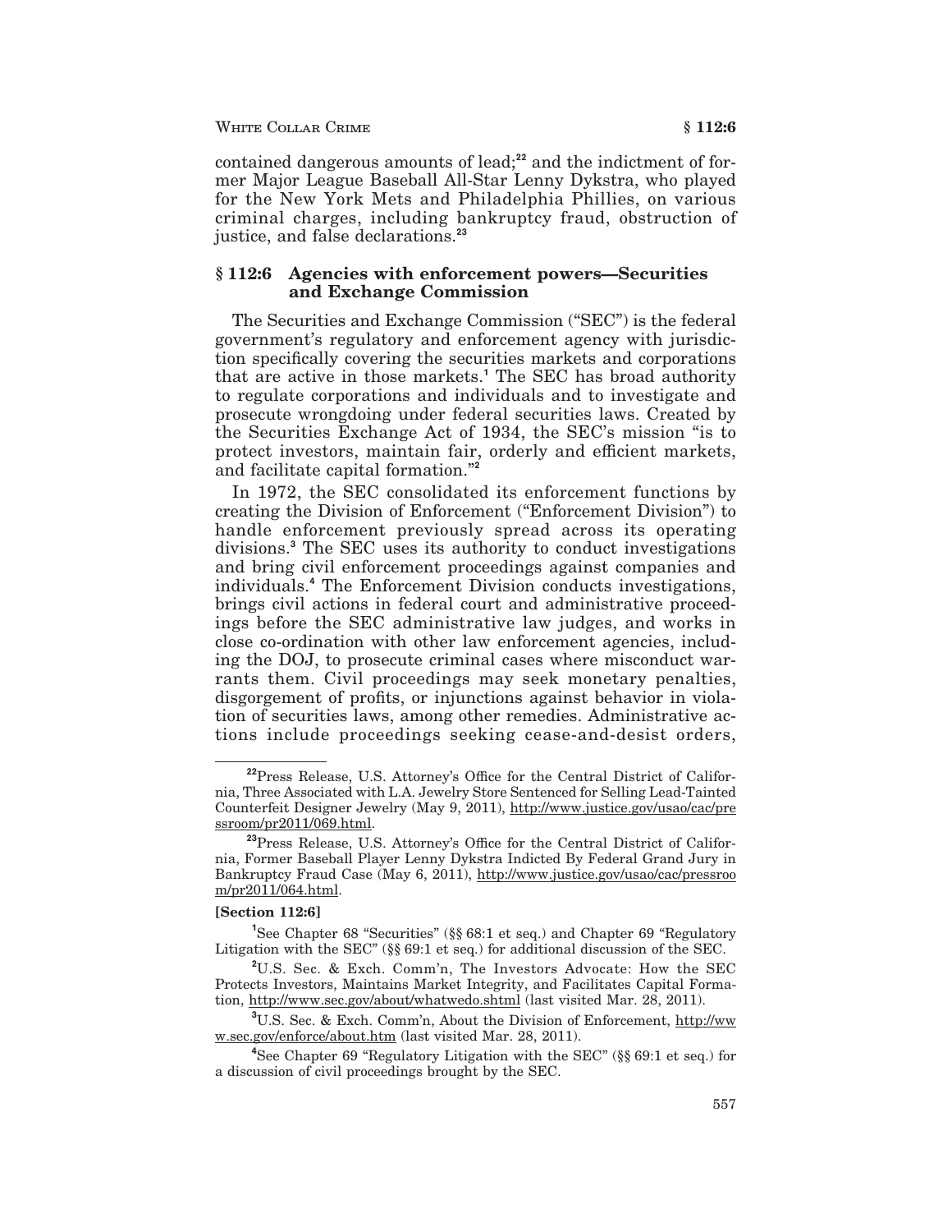contained dangerous amounts of lead;[22] and the indictment of former Major League Baseball All-Star Lenny Dykstra, who played for the New York Mets and Philadelphia Phillies, on various criminal charges, including bankruptcy fraud, obstruction of justice, and false declarations.[23]

## § 112:6 Agencies with enforcement powers—Securities and Exchange Commission

The Securities and Exchange Commission ("SEC") is the federal government's regulatory and enforcement agency with jurisdiction specifically covering the securities markets and corporations that are active in those markets.[1] The SEC has broad authority to regulate corporations and individuals and to investigate and prosecute wrongdoing under federal securities laws. Created by the Securities Exchange Act of 1934, the SEC's mission "is to protect investors, maintain fair, orderly and efficient markets, and facilitate capital formation."[2]

In 1972, the SEC consolidated its enforcement functions by creating the Division of Enforcement ("Enforcement Division") to handle enforcement previously spread across its operating divisions.[3] The SEC uses its authority to conduct investigations and bring civil enforcement proceedings against companies and individuals.[4] The Enforcement Division conducts investigations, brings civil actions in federal court and administrative proceedings before the SEC administrative law judges, and works in close co-ordination with other law enforcement agencies, including the DOJ, to prosecute criminal cases where misconduct warrants them. Civil proceedings may seek monetary penalties, disgorgement of profits, or injunctions against behavior in violation of securities laws, among other remedies. Administrative actions include proceedings seeking cease-and-desist orders,

---

[22] Press Release, U.S. Attorney's Office for the Central District of California, Three Associated with L.A. Jewelry Store Sentenced for Selling Lead-Tainted Counterfeit Designer Jewelry (May 9, 2011), http://www.justice.gov/usao/cac/pressroom/pr2011/069.html.

[23] Press Release, U.S. Attorney's Office for the Central District of California, Former Baseball Player Lenny Dykstra Indicted By Federal Grand Jury in Bankruptcy Fraud Case (May 6, 2011), http://www.justice.gov/usao/cac/pressroom/pr2011/064.html.

**[Section 112:6]**

[1] See Chapter 68 "Securities" (§§ 68:1 et seq.) and Chapter 69 "Regulatory Litigation with the SEC" (§§ 69:1 et seq.) for additional discussion of the SEC.

[2] U.S. Sec. & Exch. Comm'n, The Investors Advocate: How the SEC Protects Investors, Maintains Market Integrity, and Facilitates Capital Formation, http://www.sec.gov/about/whatwedo.shtml (last visited Mar. 28, 2011).

[3] U.S. Sec. & Exch. Comm'n, About the Division of Enforcement, http://www.sec.gov/enforce/about.htm (last visited Mar. 28, 2011).

[4] See Chapter 69 "Regulatory Litigation with the SEC" (§§ 69:1 et seq.) for a discussion of civil proceedings brought by the SEC.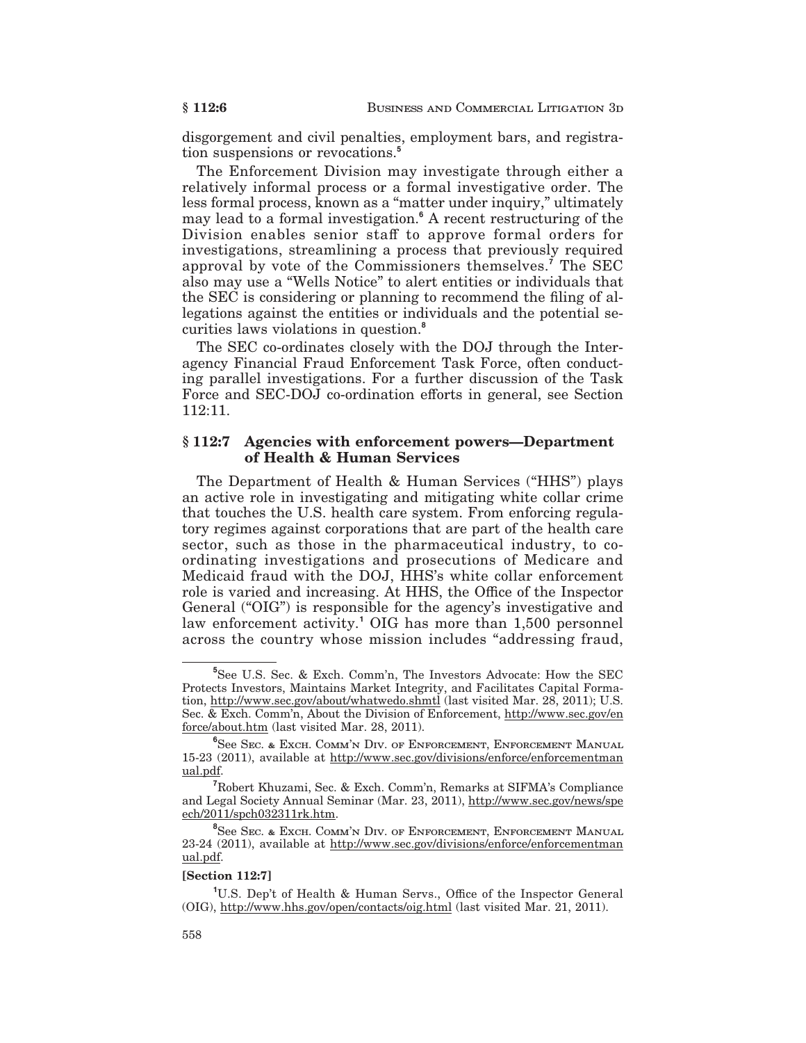disgorgement and civil penalties, employment bars, and registration suspensions or revocations.[5]

The Enforcement Division may investigate through either a relatively informal process or a formal investigative order. The less formal process, known as a "matter under inquiry," ultimately may lead to a formal investigation.[6] A recent restructuring of the Division enables senior staff to approve formal orders for investigations, streamlining a process that previously required approval by vote of the Commissioners themselves.[7] The SEC also may use a "Wells Notice" to alert entities or individuals that the SEC is considering or planning to recommend the filing of allegations against the entities or individuals and the potential securities laws violations in question.[8]

The SEC co-ordinates closely with the DOJ through the Interagency Financial Fraud Enforcement Task Force, often conducting parallel investigations. For a further discussion of the Task Force and SEC-DOJ co-ordination efforts in general, see Section 112:11.

## § 112:7 Agencies with enforcement powers—Department of Health & Human Services

The Department of Health & Human Services ("HHS") plays an active role in investigating and mitigating white collar crime that touches the U.S. health care system. From enforcing regulatory regimes against corporations that are part of the health care sector, such as those in the pharmaceutical industry, to coordinating investigations and prosecutions of Medicare and Medicaid fraud with the DOJ, HHS's white collar enforcement role is varied and increasing. At HHS, the Office of the Inspector General ("OIG") is responsible for the agency's investigative and law enforcement activity.[1] OIG has more than 1,500 personnel across the country whose mission includes "addressing fraud,

---

[5] See U.S. Sec. & Exch. Comm'n, The Investors Advocate: How the SEC Protects Investors, Maintains Market Integrity, and Facilitates Capital Formation, http://www.sec.gov/about/whatwedo.shmtl (last visited Mar. 28, 2011); U.S. Sec. & Exch. Comm'n, About the Division of Enforcement, http://www.sec.gov/enforce/about.htm (last visited Mar. 28, 2011).

[6] See Sec. & Exch. Comm'n Div. of Enforcement, Enforcement Manual 15-23 (2011), available at http://www.sec.gov/divisions/enforce/enforcementmanual.pdf.

[7] Robert Khuzami, Sec. & Exch. Comm'n, Remarks at SIFMA's Compliance and Legal Society Annual Seminar (Mar. 23, 2011), http://www.sec.gov/news/speech/2011/spch032311rk.htm.

[8] See Sec. & Exch. Comm'n Div. of Enforcement, Enforcement Manual 23-24 (2011), available at http://www.sec.gov/divisions/enforce/enforcementmanual.pdf.

**[Section 112:7]**

[1] U.S. Dep't of Health & Human Servs., Office of the Inspector General (OIG), http://www.hhs.gov/open/contacts/oig.html (last visited Mar. 21, 2011).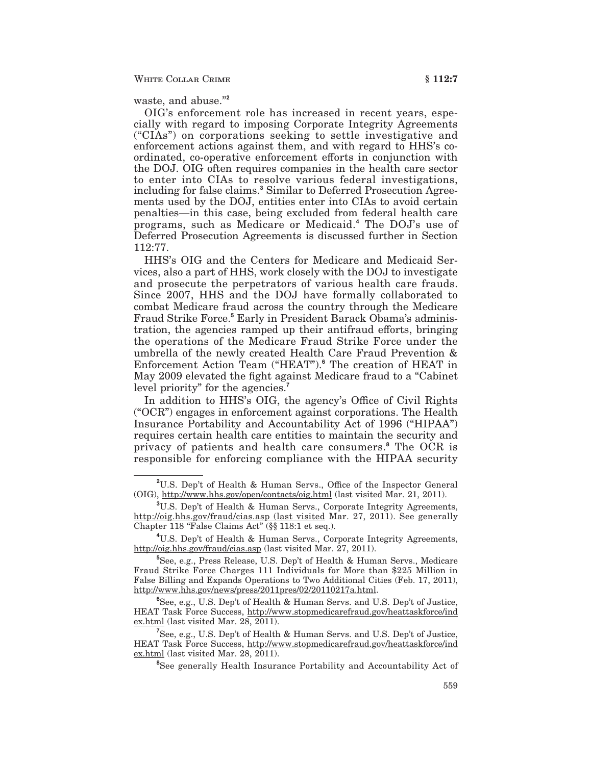waste, and abuse."[2]

OIG's enforcement role has increased in recent years, especially with regard to imposing Corporate Integrity Agreements ("CIAs") on corporations seeking to settle investigative and enforcement actions against them, and with regard to HHS's coordinated, co-operative enforcement efforts in conjunction with the DOJ. OIG often requires companies in the health care sector to enter into CIAs to resolve various federal investigations, including for false claims.[3] Similar to Deferred Prosecution Agreements used by the DOJ, entities enter into CIAs to avoid certain penalties—in this case, being excluded from federal health care programs, such as Medicare or Medicaid.[4] The DOJ's use of Deferred Prosecution Agreements is discussed further in Section 112:77.

HHS's OIG and the Centers for Medicare and Medicaid Services, also a part of HHS, work closely with the DOJ to investigate and prosecute the perpetrators of various health care frauds. Since 2007, HHS and the DOJ have formally collaborated to combat Medicare fraud across the country through the Medicare Fraud Strike Force.[5] Early in President Barack Obama's administration, the agencies ramped up their antifraud efforts, bringing the operations of the Medicare Fraud Strike Force under the umbrella of the newly created Health Care Fraud Prevention & Enforcement Action Team ("HEAT").[6] The creation of HEAT in May 2009 elevated the fight against Medicare fraud to a "Cabinet level priority" for the agencies.[7]

In addition to HHS's OIG, the agency's Office of Civil Rights ("OCR") engages in enforcement against corporations. The Health Insurance Portability and Accountability Act of 1996 ("HIPAA") requires certain health care entities to maintain the security and privacy of patients and health care consumers.[8] The OCR is responsible for enforcing compliance with the HIPAA security

---

[2] U.S. Dep't of Health & Human Servs., Office of the Inspector General (OIG), http://www.hhs.gov/open/contacts/oig.html (last visited Mar. 21, 2011).

[3] U.S. Dep't of Health & Human Servs., Corporate Integrity Agreements, http://oig.hhs.gov/fraud/cias.asp (last visited Mar. 27, 2011). See generally Chapter 118 "False Claims Act" (§§ 118:1 et seq.).

[4] U.S. Dep't of Health & Human Servs., Corporate Integrity Agreements, http://oig.hhs.gov/fraud/cias.asp (last visited Mar. 27, 2011).

[5] See, e.g., Press Release, U.S. Dep't of Health & Human Servs., Medicare Fraud Strike Force Charges 111 Individuals for More than $225 Million in False Billing and Expands Operations to Two Additional Cities (Feb. 17, 2011), http://www.hhs.gov/news/press/2011pres/02/20110217a.html.

[6] See, e.g., U.S. Dep't of Health & Human Servs. and U.S. Dep't of Justice, HEAT Task Force Success, http://www.stopmedicarefraud.gov/heattaskforce/index.html (last visited Mar. 28, 2011).

[7] See, e.g., U.S. Dep't of Health & Human Servs. and U.S. Dep't of Justice, HEAT Task Force Success, http://www.stopmedicarefraud.gov/heattaskforce/index.html (last visited Mar. 28, 2011).

[8] See generally Health Insurance Portability and Accountability Act of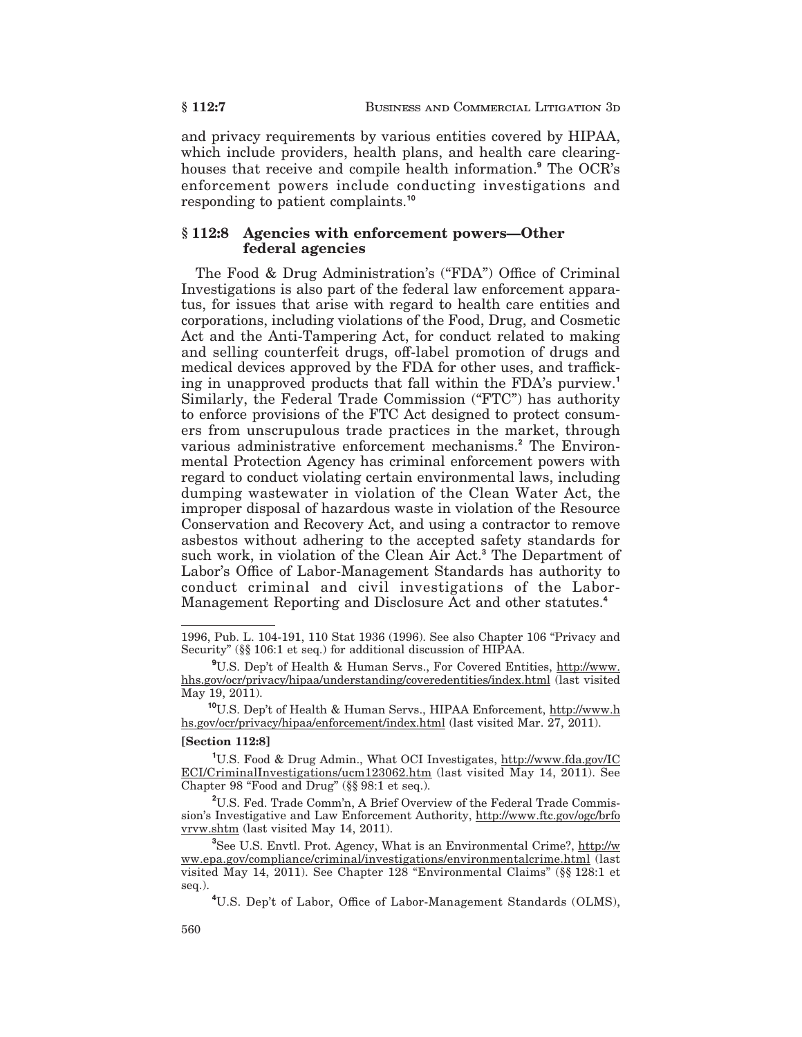and privacy requirements by various entities covered by HIPAA, which include providers, health plans, and health care clearinghouses that receive and compile health information.[9] The OCR's enforcement powers include conducting investigations and responding to patient complaints.[10]

## § 112:8 Agencies with enforcement powers—Other federal agencies

The Food & Drug Administration's ("FDA") Office of Criminal Investigations is also part of the federal law enforcement apparatus, for issues that arise with regard to health care entities and corporations, including violations of the Food, Drug, and Cosmetic Act and the Anti-Tampering Act, for conduct related to making and selling counterfeit drugs, off-label promotion of drugs and medical devices approved by the FDA for other uses, and trafficking in unapproved products that fall within the FDA's purview.[1] Similarly, the Federal Trade Commission ("FTC") has authority to enforce provisions of the FTC Act designed to protect consumers from unscrupulous trade practices in the market, through various administrative enforcement mechanisms.[2] The Environmental Protection Agency has criminal enforcement powers with regard to conduct violating certain environmental laws, including dumping wastewater in violation of the Clean Water Act, the improper disposal of hazardous waste in violation of the Resource Conservation and Recovery Act, and using a contractor to remove asbestos without adhering to the accepted safety standards for such work, in violation of the Clean Air Act.[3] The Department of Labor's Office of Labor-Management Standards has authority to conduct criminal and civil investigations of the Labor-Management Reporting and Disclosure Act and other statutes.[4]

---

1996, Pub. L. 104-191, 110 Stat 1936 (1996). See also Chapter 106 "Privacy and Security" (§§ 106:1 et seq.) for additional discussion of HIPAA.

[9] U.S. Dep't of Health & Human Servs., For Covered Entities, http://www.hhs.gov/ocr/privacy/hipaa/understanding/coveredentities/index.html (last visited May 19, 2011).

[10] U.S. Dep't of Health & Human Servs., HIPAA Enforcement, http://www.hhs.gov/ocr/privacy/hipaa/enforcement/index.html (last visited Mar. 27, 2011).

**[Section 112:8]**

[1] U.S. Food & Drug Admin., What OCI Investigates, http://www.fda.gov/ICECI/CriminalInvestigations/ucm123062.htm (last visited May 14, 2011). See Chapter 98 "Food and Drug" (§§ 98:1 et seq.).

[2] U.S. Fed. Trade Comm'n, A Brief Overview of the Federal Trade Commission's Investigative and Law Enforcement Authority, http://www.ftc.gov/ogc/brfovrvw.shtm (last visited May 14, 2011).

[3] See U.S. Envtl. Prot. Agency, What is an Environmental Crime?, http://www.epa.gov/compliance/criminal/investigations/environmentalcrime.html (last visited May 14, 2011). See Chapter 128 "Environmental Claims" (§§ 128:1 et seq.).

[4] U.S. Dep't of Labor, Office of Labor-Management Standards (OLMS),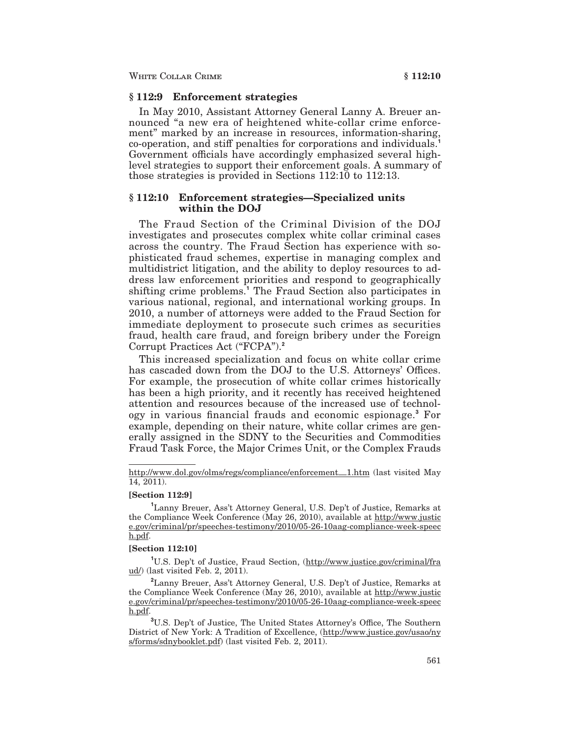## § 112:9 Enforcement strategies

In May 2010, Assistant Attorney General Lanny A. Breuer announced "a new era of heightened white-collar crime enforcement" marked by an increase in resources, information-sharing, co-operation, and stiff penalties for corporations and individuals.[1] Government officials have accordingly emphasized several high-level strategies to support their enforcement goals. A summary of those strategies is provided in Sections 112:10 to 112:13.

## § 112:10 Enforcement strategies—Specialized units within the DOJ

The Fraud Section of the Criminal Division of the DOJ investigates and prosecutes complex white collar criminal cases across the country. The Fraud Section has experience with sophisticated fraud schemes, expertise in managing complex and multidistrict litigation, and the ability to deploy resources to address law enforcement priorities and respond to geographically shifting crime problems.[1] The Fraud Section also participates in various national, regional, and international working groups. In 2010, a number of attorneys were added to the Fraud Section for immediate deployment to prosecute such crimes as securities fraud, health care fraud, and foreign bribery under the Foreign Corrupt Practices Act ("FCPA").[2]

This increased specialization and focus on white collar crime has cascaded down from the DOJ to the U.S. Attorneys' Offices. For example, the prosecution of white collar crimes historically has been a high priority, and it recently has received heightened attention and resources because of the increased use of technology in various financial frauds and economic espionage.[3] For example, depending on their nature, white collar crimes are generally assigned in the SDNY to the Securities and Commodities Fraud Task Force, the Major Crimes Unit, or the Complex Frauds

---

http://www.dol.gov/olms/regs/compliance/enforcement_1.htm (last visited May 14, 2011).

**[Section 112:9]**

[1] Lanny Breuer, Ass't Attorney General, U.S. Dep't of Justice, Remarks at the Compliance Week Conference (May 26, 2010), available at http://www.justice.gov/criminal/pr/speeches-testimony/2010/05-26-10aag-compliance-week-speech.pdf.

**[Section 112:10]**

[1] U.S. Dep't of Justice, Fraud Section, (http://www.justice.gov/criminal/fraud/) (last visited Feb. 2, 2011).

[2] Lanny Breuer, Ass't Attorney General, U.S. Dep't of Justice, Remarks at the Compliance Week Conference (May 26, 2010), available at http://www.justice.gov/criminal/pr/speeches-testimony/2010/05-26-10aag-compliance-week-speech.pdf.

[3] U.S. Dep't of Justice, The United States Attorney's Office, The Southern District of New York: A Tradition of Excellence, (http://www.justice.gov/usao/nys/forms/sdnybooklet.pdf) (last visited Feb. 2, 2011).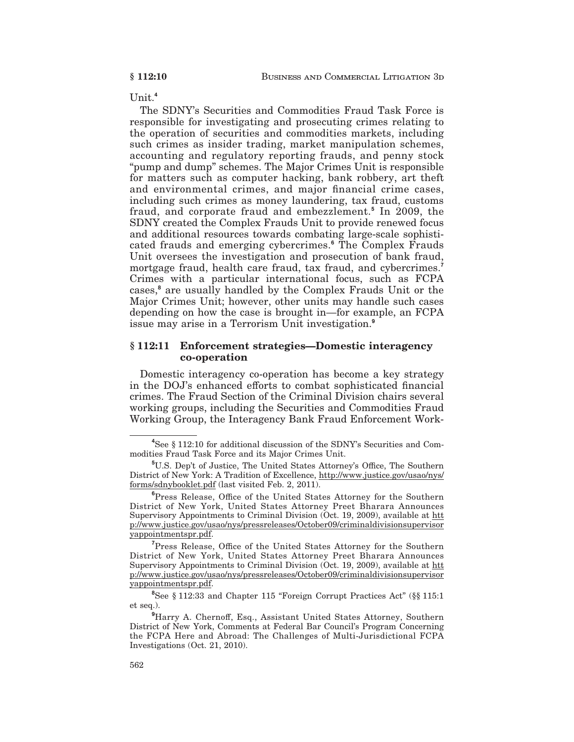Unit.[4]

The SDNY's Securities and Commodities Fraud Task Force is responsible for investigating and prosecuting crimes relating to the operation of securities and commodities markets, including such crimes as insider trading, market manipulation schemes, accounting and regulatory reporting frauds, and penny stock "pump and dump" schemes. The Major Crimes Unit is responsible for matters such as computer hacking, bank robbery, art theft and environmental crimes, and major financial crime cases, including such crimes as money laundering, tax fraud, customs fraud, and corporate fraud and embezzlement.[5] In 2009, the SDNY created the Complex Frauds Unit to provide renewed focus and additional resources towards combating large-scale sophisticated frauds and emerging cybercrimes.[6] The Complex Frauds Unit oversees the investigation and prosecution of bank fraud, mortgage fraud, health care fraud, tax fraud, and cybercrimes.[7] Crimes with a particular international focus, such as FCPA cases,[8] are usually handled by the Complex Frauds Unit or the Major Crimes Unit; however, other units may handle such cases depending on how the case is brought in—for example, an FCPA issue may arise in a Terrorism Unit investigation.[9]

## § 112:11 Enforcement strategies—Domestic interagency co-operation

Domestic interagency co-operation has become a key strategy in the DOJ's enhanced efforts to combat sophisticated financial crimes. The Fraud Section of the Criminal Division chairs several working groups, including the Securities and Commodities Fraud Working Group, the Interagency Bank Fraud Enforcement Work-

---

[4] See § 112:10 for additional discussion of the SDNY's Securities and Commodities Fraud Task Force and its Major Crimes Unit.

[5] U.S. Dep't of Justice, The United States Attorney's Office, The Southern District of New York: A Tradition of Excellence, http://www.justice.gov/usao/nys/forms/sdnybooklet.pdf (last visited Feb. 2, 2011).

[6] Press Release, Office of the United States Attorney for the Southern District of New York, United States Attorney Preet Bharara Announces Supervisory Appointments to Criminal Division (Oct. 19, 2009), available at http://www.justice.gov/usao/nys/pressreleases/October09/criminaldivisionsupervisoryappointmentspr.pdf.

[7] Press Release, Office of the United States Attorney for the Southern District of New York, United States Attorney Preet Bharara Announces Supervisory Appointments to Criminal Division (Oct. 19, 2009), available at http://www.justice.gov/usao/nys/pressreleases/October09/criminaldivisionsupervisoryappointmentspr.pdf.

[8] See § 112:33 and Chapter 115 "Foreign Corrupt Practices Act" (§§ 115:1 et seq.).

[9] Harry A. Chernoff, Esq., Assistant United States Attorney, Southern District of New York, Comments at Federal Bar Council's Program Concerning the FCPA Here and Abroad: The Challenges of Multi-Jurisdictional FCPA Investigations (Oct. 21, 2010).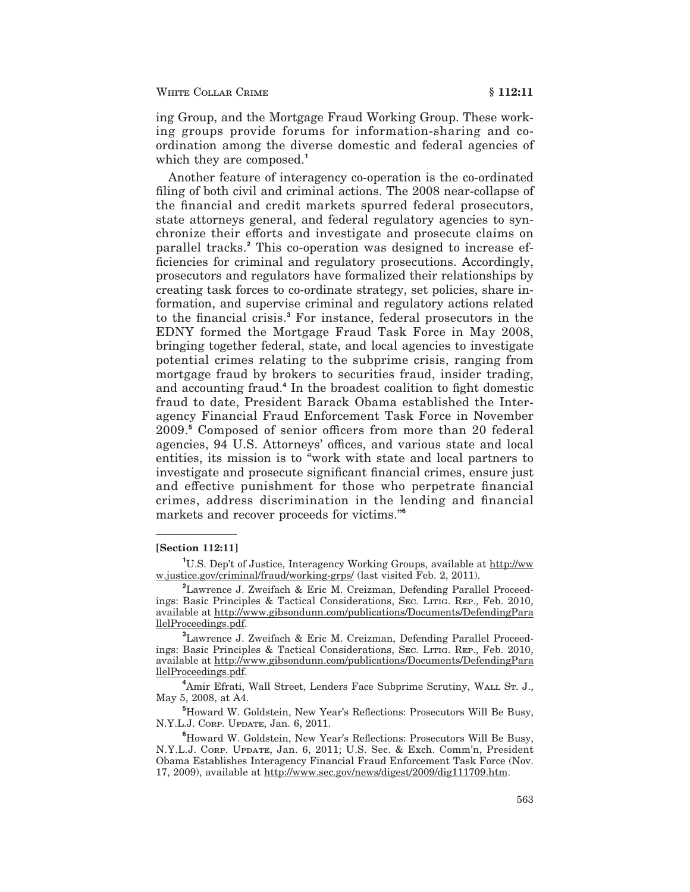ing Group, and the Mortgage Fraud Working Group. These working groups provide forums for information-sharing and co-ordination among the diverse domestic and federal agencies of which they are composed.[1]

Another feature of interagency co-operation is the co-ordinated filing of both civil and criminal actions. The 2008 near-collapse of the financial and credit markets spurred federal prosecutors, state attorneys general, and federal regulatory agencies to synchronize their efforts and investigate and prosecute claims on parallel tracks.[2] This co-operation was designed to increase efficiencies for criminal and regulatory prosecutions. Accordingly, prosecutors and regulators have formalized their relationships by creating task forces to co-ordinate strategy, set policies, share information, and supervise criminal and regulatory actions related to the financial crisis.[3] For instance, federal prosecutors in the EDNY formed the Mortgage Fraud Task Force in May 2008, bringing together federal, state, and local agencies to investigate potential crimes relating to the subprime crisis, ranging from mortgage fraud by brokers to securities fraud, insider trading, and accounting fraud.[4] In the broadest coalition to fight domestic fraud to date, President Barack Obama established the Interagency Financial Fraud Enforcement Task Force in November 2009.[5] Composed of senior officers from more than 20 federal agencies, 94 U.S. Attorneys' offices, and various state and local entities, its mission is to "work with state and local partners to investigate and prosecute significant financial crimes, ensure just and effective punishment for those who perpetrate financial crimes, address discrimination in the lending and financial markets and recover proceeds for victims."[6]

---

**[Section 112:11]**

[1] U.S. Dep't of Justice, Interagency Working Groups, available at http://www.justice.gov/criminal/fraud/working-grps/ (last visited Feb. 2, 2011).

[2] Lawrence J. Zweifach & Eric M. Creizman, Defending Parallel Proceedings: Basic Principles & Tactical Considerations, Sec. Litig. Rep., Feb. 2010, available at http://www.gibsondunn.com/publications/Documents/DefendingParallelProceedings.pdf.

[3] Lawrence J. Zweifach & Eric M. Creizman, Defending Parallel Proceedings: Basic Principles & Tactical Considerations, Sec. Litig. Rep., Feb. 2010, available at http://www.gibsondunn.com/publications/Documents/DefendingParallelProceedings.pdf.

[4] Amir Efrati, Wall Street, Lenders Face Subprime Scrutiny, Wall St. J., May 5, 2008, at A4.

[5] Howard W. Goldstein, New Year's Reflections: Prosecutors Will Be Busy, N.Y.L.J. Corp. Update, Jan. 6, 2011.

[6] Howard W. Goldstein, New Year's Reflections: Prosecutors Will Be Busy, N.Y.L.J. Corp. Update, Jan. 6, 2011; U.S. Sec. & Exch. Comm'n, President Obama Establishes Interagency Financial Fraud Enforcement Task Force (Nov. 17, 2009), available at http://www.sec.gov/news/digest/2009/dig111709.htm.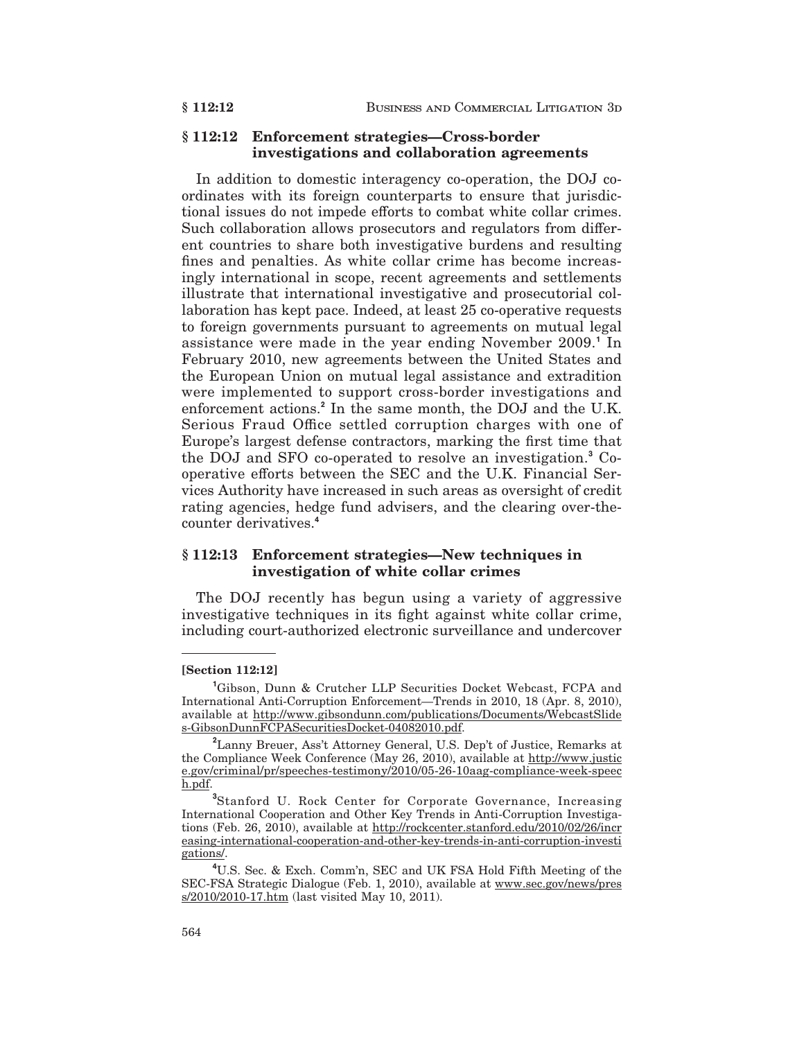## § 112:12 Enforcement strategies—Cross-border investigations and collaboration agreements

In addition to domestic interagency co-operation, the DOJ coordinates with its foreign counterparts to ensure that jurisdictional issues do not impede efforts to combat white collar crimes. Such collaboration allows prosecutors and regulators from different countries to share both investigative burdens and resulting fines and penalties. As white collar crime has become increasingly international in scope, recent agreements and settlements illustrate that international investigative and prosecutorial collaboration has kept pace. Indeed, at least 25 co-operative requests to foreign governments pursuant to agreements on mutual legal assistance were made in the year ending November 2009.[1] In February 2010, new agreements between the United States and the European Union on mutual legal assistance and extradition were implemented to support cross-border investigations and enforcement actions.[2] In the same month, the DOJ and the U.K. Serious Fraud Office settled corruption charges with one of Europe's largest defense contractors, marking the first time that the DOJ and SFO co-operated to resolve an investigation.[3] Co-operative efforts between the SEC and the U.K. Financial Services Authority have increased in such areas as oversight of credit rating agencies, hedge fund advisers, and the clearing over-the-counter derivatives.[4]

## § 112:13 Enforcement strategies—New techniques in investigation of white collar crimes

The DOJ recently has begun using a variety of aggressive investigative techniques in its fight against white collar crime, including court-authorized electronic surveillance and undercover

---

**[Section 112:12]**

[1] Gibson, Dunn & Crutcher LLP Securities Docket Webcast, FCPA and International Anti-Corruption Enforcement—Trends in 2010, 18 (Apr. 8, 2010), available at http://www.gibsondunn.com/publications/Documents/WebcastSlides-GibsonDunnFCPASecuritiesDocket-04082010.pdf.

[2] Lanny Breuer, Ass't Attorney General, U.S. Dep't of Justice, Remarks at the Compliance Week Conference (May 26, 2010), available at http://www.justice.gov/criminal/pr/speeches-testimony/2010/05-26-10aag-compliance-week-speech.pdf.

[3] Stanford U. Rock Center for Corporate Governance, Increasing International Cooperation and Other Key Trends in Anti-Corruption Investigations (Feb. 26, 2010), available at http://rockcenter.stanford.edu/2010/02/26/increasing-international-cooperation-and-other-key-trends-in-anti-corruption-investigations/.

[4] U.S. Sec. & Exch. Comm'n, SEC and UK FSA Hold Fifth Meeting of the SEC-FSA Strategic Dialogue (Feb. 1, 2010), available at www.sec.gov/news/press/2010/2010-17.htm (last visited May 10, 2011).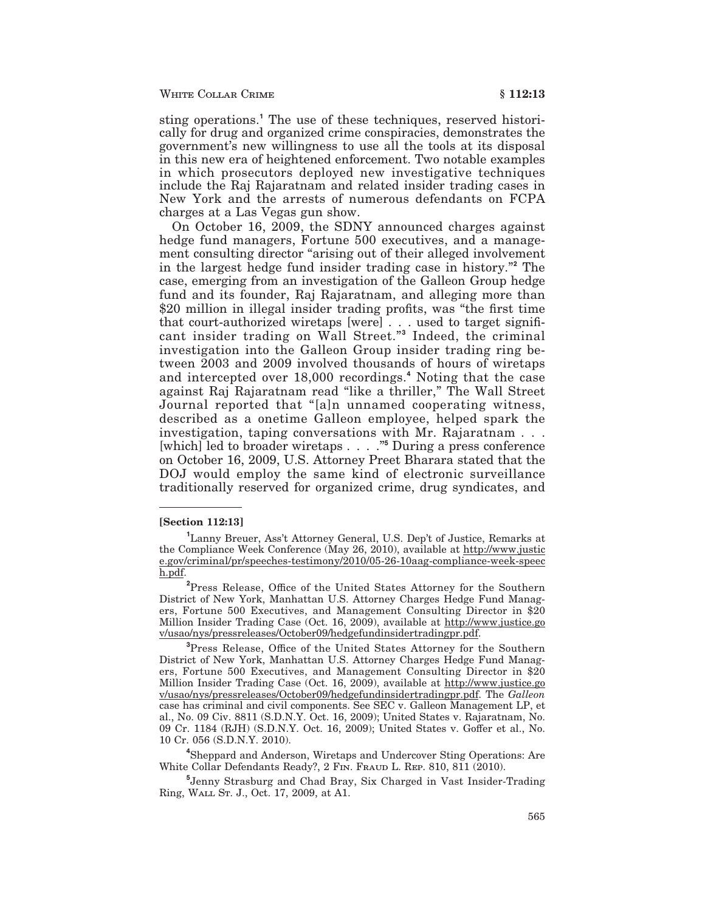sting operations.[1] The use of these techniques, reserved historically for drug and organized crime conspiracies, demonstrates the government's new willingness to use all the tools at its disposal in this new era of heightened enforcement. Two notable examples in which prosecutors deployed new investigative techniques include the Raj Rajaratnam and related insider trading cases in New York and the arrests of numerous defendants on FCPA charges at a Las Vegas gun show.

On October 16, 2009, the SDNY announced charges against hedge fund managers, Fortune 500 executives, and a management consulting director "arising out of their alleged involvement in the largest hedge fund insider trading case in history."[2] The case, emerging from an investigation of the Galleon Group hedge fund and its founder, Raj Rajaratnam, and alleging more than $20 million in illegal insider trading profits, was "the first time that court-authorized wiretaps [were] . . . used to target significant insider trading on Wall Street."[3] Indeed, the criminal investigation into the Galleon Group insider trading ring between 2003 and 2009 involved thousands of hours of wiretaps and intercepted over 18,000 recordings.[4] Noting that the case against Raj Rajaratnam read "like a thriller," The Wall Street Journal reported that "[a]n unnamed cooperating witness, described as a onetime Galleon employee, helped spark the investigation, taping conversations with Mr. Rajaratnam . . . [which] led to broader wiretaps . . . ."[5] During a press conference on October 16, 2009, U.S. Attorney Preet Bharara stated that the DOJ would employ the same kind of electronic surveillance traditionally reserved for organized crime, drug syndicates, and

---

**[Section 112:13]**

[1] Lanny Breuer, Ass't Attorney General, U.S. Dep't of Justice, Remarks at the Compliance Week Conference (May 26, 2010), available at http://www.justice.gov/criminal/pr/speeches-testimony/2010/05-26-10aag-compliance-week-speech.pdf.

[2] Press Release, Office of the United States Attorney for the Southern District of New York, Manhattan U.S. Attorney Charges Hedge Fund Managers, Fortune 500 Executives, and Management Consulting Director in $20 Million Insider Trading Case (Oct. 16, 2009), available at http://www.justice.gov/usao/nys/pressreleases/October09/hedgefundinsidertradingpr.pdf.

[3] Press Release, Office of the United States Attorney for the Southern District of New York, Manhattan U.S. Attorney Charges Hedge Fund Managers, Fortune 500 Executives, and Management Consulting Director in $20 Million Insider Trading Case (Oct. 16, 2009), available at http://www.justice.gov/usao/nys/pressreleases/October09/hedgefundinsidertradingpr.pdf. The *Galleon* case has criminal and civil components. See SEC v. Galleon Management LP, et al., No. 09 Civ. 8811 (S.D.N.Y. Oct. 16, 2009); United States v. Rajaratnam, No. 09 Cr. 1184 (RJH) (S.D.N.Y. Oct. 16, 2009); United States v. Goffer et al., No. 10 Cr. 056 (S.D.N.Y. 2010).

[4] Sheppard and Anderson, Wiretaps and Undercover Sting Operations: Are White Collar Defendants Ready?, 2 Fin. Fraud L. Rep. 810, 811 (2010).

[5] Jenny Strasburg and Chad Bray, Six Charged in Vast Insider-Trading Ring, Wall St. J., Oct. 17, 2009, at A1.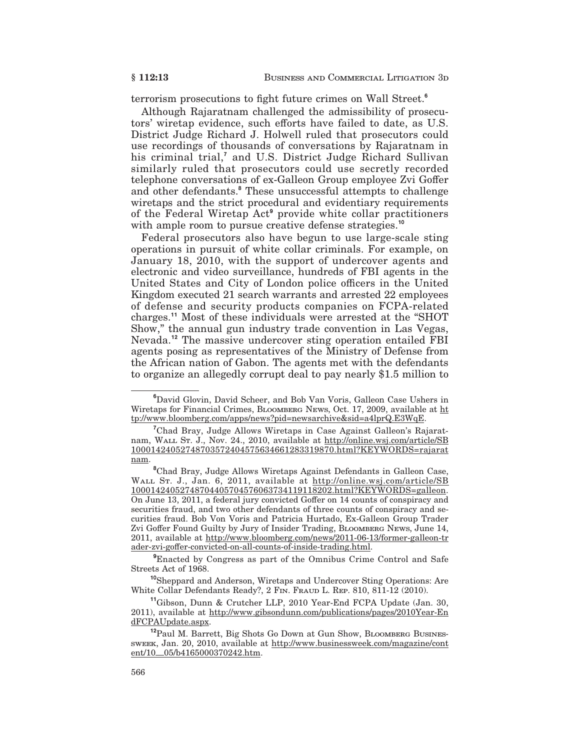terrorism prosecutions to fight future crimes on Wall Street.[6]

Although Rajaratnam challenged the admissibility of prosecutors' wiretap evidence, such efforts have failed to date, as U.S. District Judge Richard J. Holwell ruled that prosecutors could use recordings of thousands of conversations by Rajaratnam in his criminal trial,[7] and U.S. District Judge Richard Sullivan similarly ruled that prosecutors could use secretly recorded telephone conversations of ex-Galleon Group employee Zvi Goffer and other defendants.[8] These unsuccessful attempts to challenge wiretaps and the strict procedural and evidentiary requirements of the Federal Wiretap Act[9] provide white collar practitioners with ample room to pursue creative defense strategies.[10]

Federal prosecutors also have begun to use large-scale sting operations in pursuit of white collar criminals. For example, on January 18, 2010, with the support of undercover agents and electronic and video surveillance, hundreds of FBI agents in the United States and City of London police officers in the United Kingdom executed 21 search warrants and arrested 22 employees of defense and security products companies on FCPA-related charges.[11] Most of these individuals were arrested at the "SHOT Show," the annual gun industry trade convention in Las Vegas, Nevada.[12] The massive undercover sting operation entailed FBI agents posing as representatives of the Ministry of Defense from the African nation of Gabon. The agents met with the defendants to organize an allegedly corrupt deal to pay nearly $1.5 million to

---

[6] David Glovin, David Scheer, and Bob Van Voris, Galleon Case Ushers in Wiretaps for Financial Crimes, Bloomberg News, Oct. 17, 2009, available at http://www.bloomberg.com/apps/news?pid=newsarchive&sid=a4lprQ.E3WqE.

[7] Chad Bray, Judge Allows Wiretaps in Case Against Galleon's Rajaratnam, Wall St. J., Nov. 24., 2010, available at http://online.wsj.com/article/SB10001424052748703572404575634661283319870.html?KEYWORDS=rajaratnam.

[8] Chad Bray, Judge Allows Wiretaps Against Defendants in Galleon Case, Wall St. J., Jan. 6, 2011, available at http://online.wsj.com/article/SB10001424052748704405704576063734119118202.html?KEYWORDS=galleon. On June 13, 2011, a federal jury convicted Goffer on 14 counts of conspiracy and securities fraud, and two other defendants of three counts of conspiracy and securities fraud. Bob Von Voris and Patricia Hurtado, Ex-Galleon Group Trader Zvi Goffer Found Guilty by Jury of Insider Trading, Bloomberg News, June 14, 2011, available at http://www.bloomberg.com/news/2011-06-13/former-galleon-trader-zvi-goffer-convicted-on-all-counts-of-inside-trading.html.

[9] Enacted by Congress as part of the Omnibus Crime Control and Safe Streets Act of 1968.

[10] Sheppard and Anderson, Wiretaps and Undercover Sting Operations: Are White Collar Defendants Ready?, 2 Fin. Fraud L. Rep. 810, 811-12 (2010).

[11] Gibson, Dunn & Crutcher LLP, 2010 Year-End FCPA Update (Jan. 30, 2011), available at http://www.gibsondunn.com/publications/pages/2010Year-EndFCPAUpdate.aspx.

[12] Paul M. Barrett, Big Shots Go Down at Gun Show, Bloomberg Businessweek, Jan. 20, 2010, available at http://www.businessweek.com/magazine/content/10_05/b4165000370242.htm.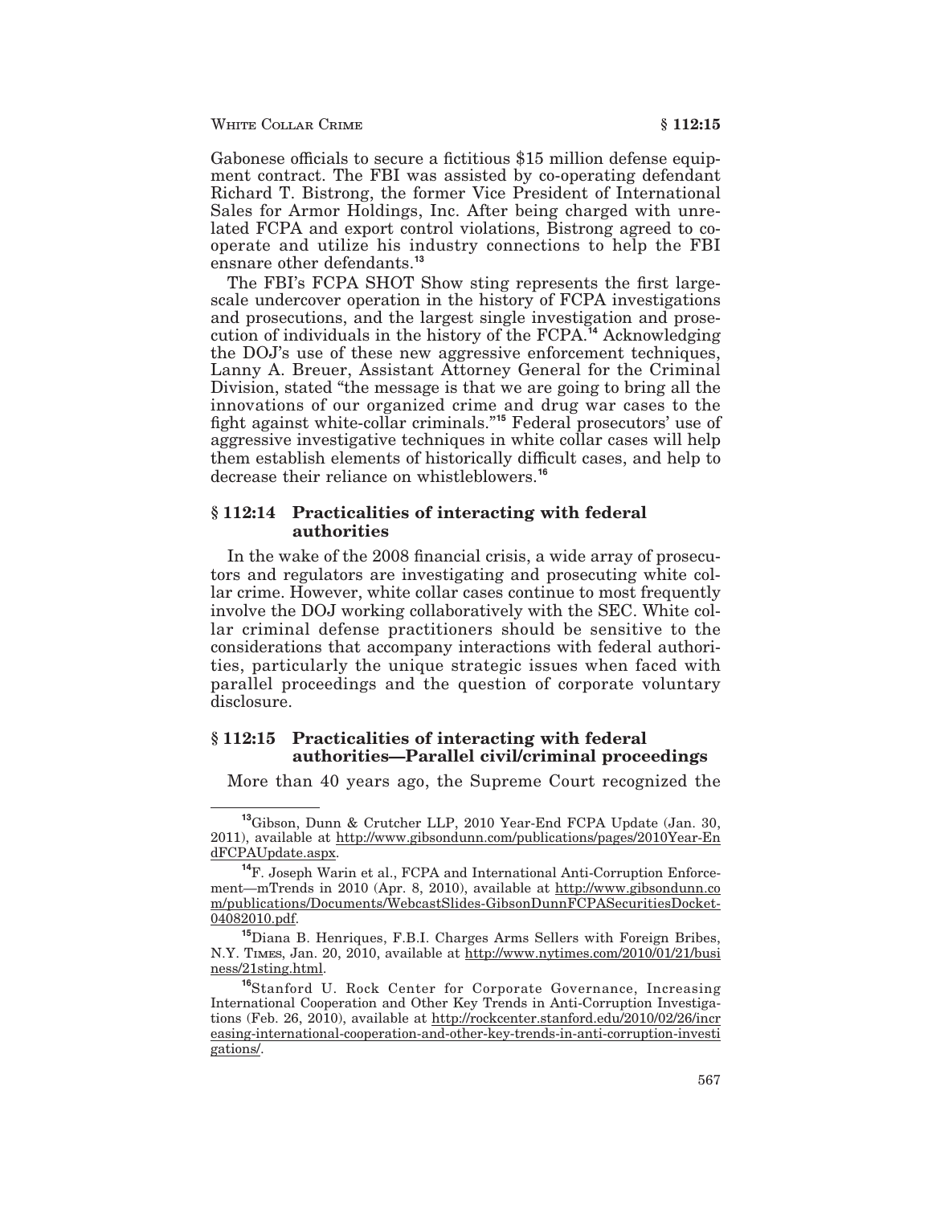Gabonese officials to secure a fictitious $15 million defense equipment contract. The FBI was assisted by co-operating defendant Richard T. Bistrong, the former Vice President of International Sales for Armor Holdings, Inc. After being charged with unrelated FCPA and export control violations, Bistrong agreed to cooperate and utilize his industry connections to help the FBI ensnare other defendants.[13]

The FBI's FCPA SHOT Show sting represents the first large-scale undercover operation in the history of FCPA investigations and prosecutions, and the largest single investigation and prosecution of individuals in the history of the FCPA.[14] Acknowledging the DOJ's use of these new aggressive enforcement techniques, Lanny A. Breuer, Assistant Attorney General for the Criminal Division, stated "the message is that we are going to bring all the innovations of our organized crime and drug war cases to the fight against white-collar criminals."[15] Federal prosecutors' use of aggressive investigative techniques in white collar cases will help them establish elements of historically difficult cases, and help to decrease their reliance on whistleblowers.[16]

## § 112:14 Practicalities of interacting with federal authorities

In the wake of the 2008 financial crisis, a wide array of prosecutors and regulators are investigating and prosecuting white collar crime. However, white collar cases continue to most frequently involve the DOJ working collaboratively with the SEC. White collar criminal defense practitioners should be sensitive to the considerations that accompany interactions with federal authorities, particularly the unique strategic issues when faced with parallel proceedings and the question of corporate voluntary disclosure.

## § 112:15 Practicalities of interacting with federal authorities—Parallel civil/criminal proceedings

More than 40 years ago, the Supreme Court recognized the

---

[13] Gibson, Dunn & Crutcher LLP, 2010 Year-End FCPA Update (Jan. 30, 2011), available at http://www.gibsondunn.com/publications/pages/2010Year-EndFCPAUpdate.aspx.

[14] F. Joseph Warin et al., FCPA and International Anti-Corruption Enforcement—mTrends in 2010 (Apr. 8, 2010), available at http://www.gibsondunn.com/publications/Documents/WebcastSlides-GibsonDunnFCPASecuritiesDocket-04082010.pdf.

[15] Diana B. Henriques, F.B.I. Charges Arms Sellers with Foreign Bribes, N.Y. Times, Jan. 20, 2010, available at http://www.nytimes.com/2010/01/21/business/21sting.html.

[16] Stanford U. Rock Center for Corporate Governance, Increasing International Cooperation and Other Key Trends in Anti-Corruption Investigations (Feb. 26, 2010), available at http://rockcenter.stanford.edu/2010/02/26/increasing-international-cooperation-and-other-key-trends-in-anti-corruption-investigations/.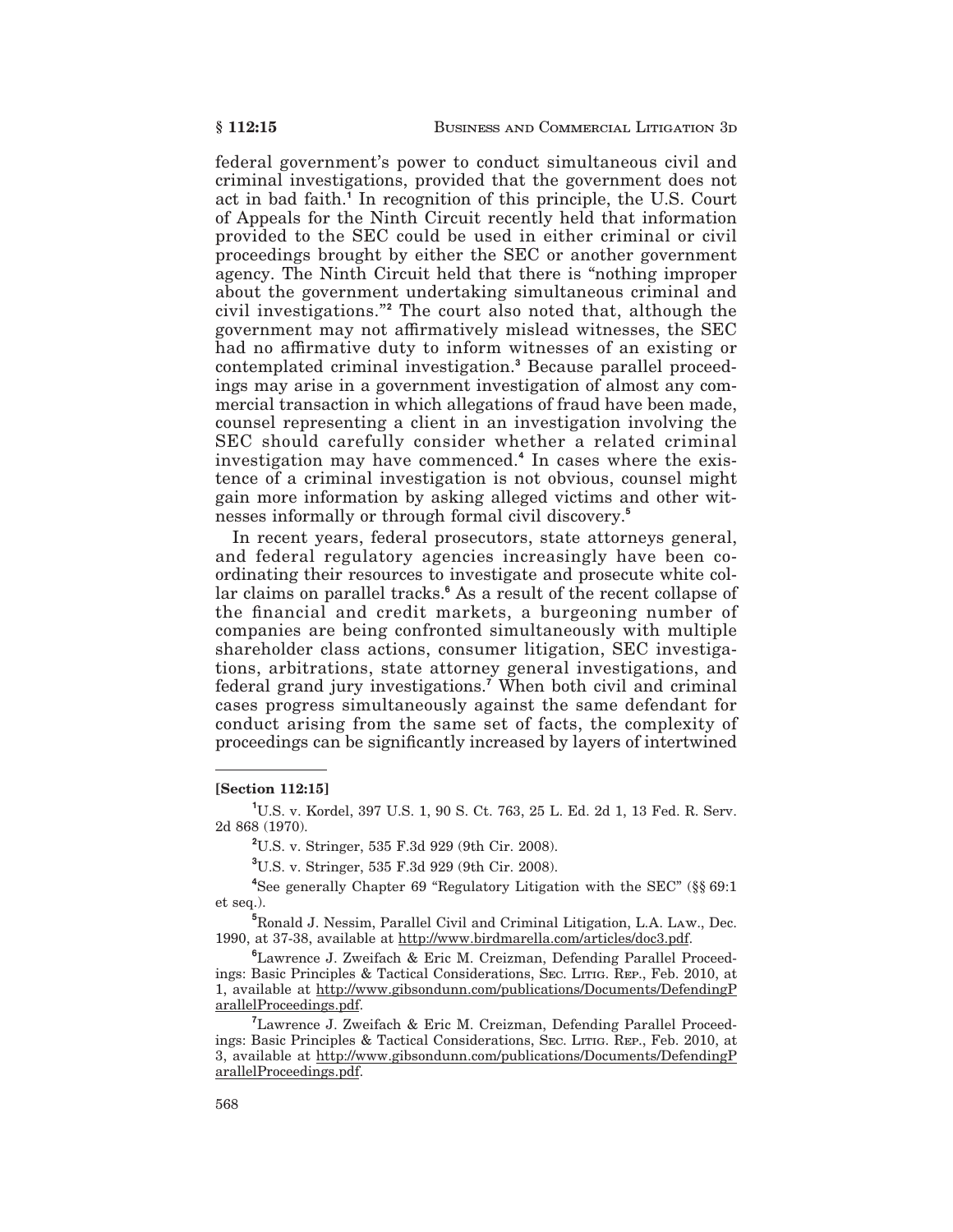federal government's power to conduct simultaneous civil and criminal investigations, provided that the government does not act in bad faith.[1] In recognition of this principle, the U.S. Court of Appeals for the Ninth Circuit recently held that information provided to the SEC could be used in either criminal or civil proceedings brought by either the SEC or another government agency. The Ninth Circuit held that there is "nothing improper about the government undertaking simultaneous criminal and civil investigations."[2] The court also noted that, although the government may not affirmatively mislead witnesses, the SEC had no affirmative duty to inform witnesses of an existing or contemplated criminal investigation.[3] Because parallel proceedings may arise in a government investigation of almost any commercial transaction in which allegations of fraud have been made, counsel representing a client in an investigation involving the SEC should carefully consider whether a related criminal investigation may have commenced.[4] In cases where the existence of a criminal investigation is not obvious, counsel might gain more information by asking alleged victims and other witnesses informally or through formal civil discovery.[5]

In recent years, federal prosecutors, state attorneys general, and federal regulatory agencies increasingly have been coordinating their resources to investigate and prosecute white collar claims on parallel tracks.[6] As a result of the recent collapse of the financial and credit markets, a burgeoning number of companies are being confronted simultaneously with multiple shareholder class actions, consumer litigation, SEC investigations, arbitrations, state attorney general investigations, and federal grand jury investigations.[7] When both civil and criminal cases progress simultaneously against the same defendant for conduct arising from the same set of facts, the complexity of proceedings can be significantly increased by layers of intertwined

---

**[Section 112:15]**

[1] U.S. v. Kordel, 397 U.S. 1, 90 S. Ct. 763, 25 L. Ed. 2d 1, 13 Fed. R. Serv. 2d 868 (1970).

[2] U.S. v. Stringer, 535 F.3d 929 (9th Cir. 2008).

[3] U.S. v. Stringer, 535 F.3d 929 (9th Cir. 2008).

[4] See generally Chapter 69 "Regulatory Litigation with the SEC" (§§ 69:1 et seq.).

[5] Ronald J. Nessim, Parallel Civil and Criminal Litigation, L.A. Law., Dec. 1990, at 37-38, available at http://www.birdmarella.com/articles/doc3.pdf.

[6] Lawrence J. Zweifach & Eric M. Creizman, Defending Parallel Proceedings: Basic Principles & Tactical Considerations, Sec. Litig. Rep., Feb. 2010, at 1, available at http://www.gibsondunn.com/publications/Documents/DefendingParallelProceedings.pdf.

[7] Lawrence J. Zweifach & Eric M. Creizman, Defending Parallel Proceedings: Basic Principles & Tactical Considerations, Sec. Litig. Rep., Feb. 2010, at 3, available at http://www.gibsondunn.com/publications/Documents/DefendingParallelProceedings.pdf.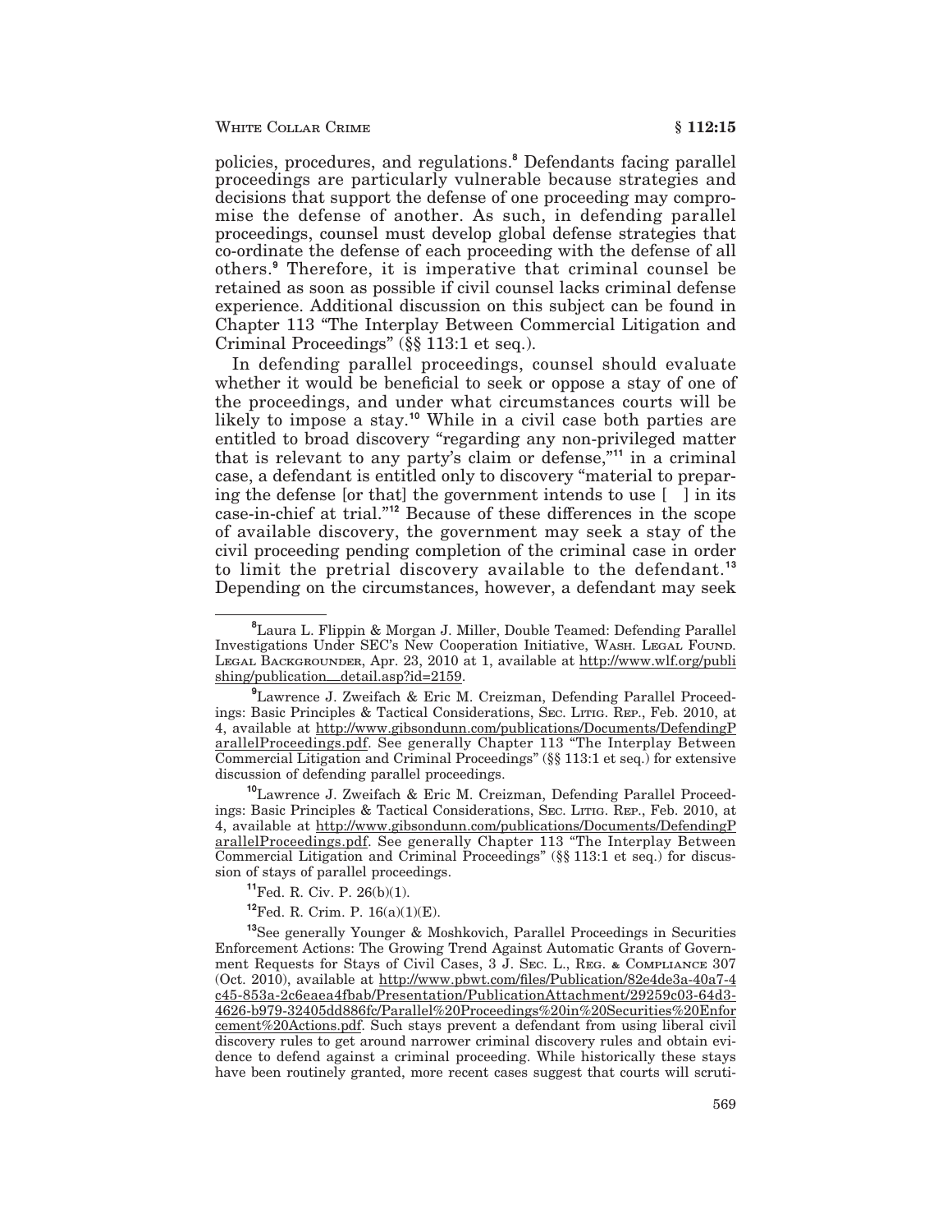policies, procedures, and regulations.[8] Defendants facing parallel proceedings are particularly vulnerable because strategies and decisions that support the defense of one proceeding may compromise the defense of another. As such, in defending parallel proceedings, counsel must develop global defense strategies that co-ordinate the defense of each proceeding with the defense of all others.[9] Therefore, it is imperative that criminal counsel be retained as soon as possible if civil counsel lacks criminal defense experience. Additional discussion on this subject can be found in Chapter 113 "The Interplay Between Commercial Litigation and Criminal Proceedings" (§§ 113:1 et seq.).

In defending parallel proceedings, counsel should evaluate whether it would be beneficial to seek or oppose a stay of one of the proceedings, and under what circumstances courts will be likely to impose a stay.[10] While in a civil case both parties are entitled to broad discovery "regarding any non-privileged matter that is relevant to any party's claim or defense,"[11] in a criminal case, a defendant is entitled only to discovery "material to preparing the defense [or that] the government intends to use [ ] in its case-in-chief at trial."[12] Because of these differences in the scope of available discovery, the government may seek a stay of the civil proceeding pending completion of the criminal case in order to limit the pretrial discovery available to the defendant.[13] Depending on the circumstances, however, a defendant may seek

---

[8] Laura L. Flippin & Morgan J. Miller, Double Teamed: Defending Parallel Investigations Under SEC's New Cooperation Initiative, WASH. LEGAL FOUND. LEGAL BACKGROUNDER, Apr. 23, 2010 at 1, available at http://www.wlf.org/publishing/publication_detail.asp?id=2159.

[9] Lawrence J. Zweifach & Eric M. Creizman, Defending Parallel Proceedings: Basic Principles & Tactical Considerations, SEC. LITIG. REP., Feb. 2010, at 4, available at http://www.gibsondunn.com/publications/Documents/DefendingParallelProceedings.pdf. See generally Chapter 113 "The Interplay Between Commercial Litigation and Criminal Proceedings" (§§ 113:1 et seq.) for extensive discussion of defending parallel proceedings.

[10] Lawrence J. Zweifach & Eric M. Creizman, Defending Parallel Proceedings: Basic Principles & Tactical Considerations, SEC. LITIG. REP., Feb. 2010, at 4, available at http://www.gibsondunn.com/publications/Documents/DefendingParallelProceedings.pdf. See generally Chapter 113 "The Interplay Between Commercial Litigation and Criminal Proceedings" (§§ 113:1 et seq.) for discussion of stays of parallel proceedings.

[11] Fed. R. Civ. P. 26(b)(1).

[12] Fed. R. Crim. P. 16(a)(1)(E).

[13] See generally Younger & Moshkovich, Parallel Proceedings in Securities Enforcement Actions: The Growing Trend Against Automatic Grants of Government Requests for Stays of Civil Cases, 3 J. SEC. L., REG. & COMPLIANCE 307 (Oct. 2010), available at http://www.pbwt.com/files/Publication/82e4de3a-40a7-4c45-853a-2c6eaea4fbab/Presentation/PublicationAttachment/29259c03-64d3-4626-b979-32405dd886fc/Parallel%20Proceedings%20in%20Securities%20Enforcement%20Actions.pdf. Such stays prevent a defendant from using liberal civil discovery rules to get around narrower criminal discovery rules and obtain evidence to defend against a criminal proceeding. While historically these stays have been routinely granted, more recent cases suggest that courts will scruti-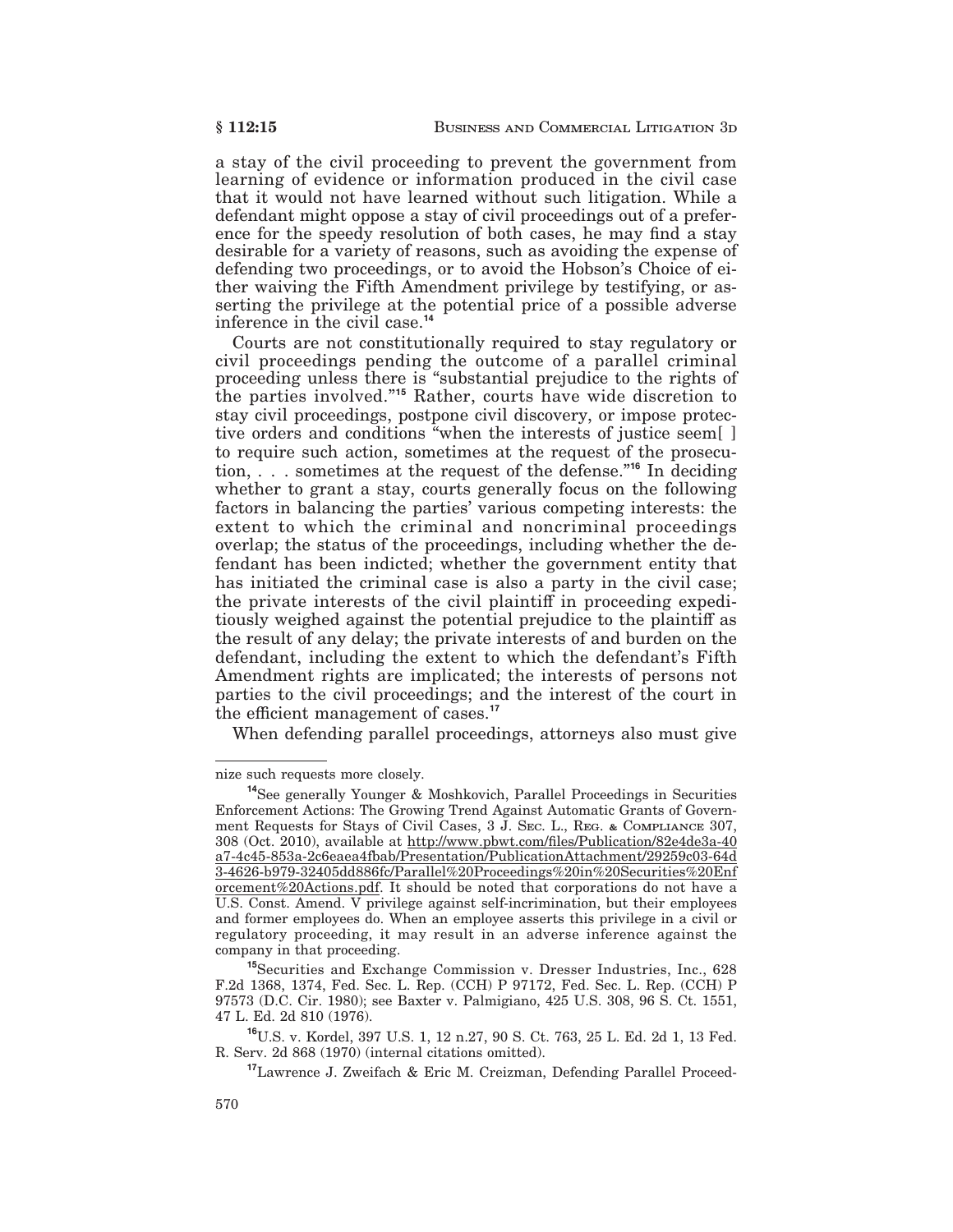a stay of the civil proceeding to prevent the government from learning of evidence or information produced in the civil case that it would not have learned without such litigation. While a defendant might oppose a stay of civil proceedings out of a preference for the speedy resolution of both cases, he may find a stay desirable for a variety of reasons, such as avoiding the expense of defending two proceedings, or to avoid the Hobson's Choice of either waiving the Fifth Amendment privilege by testifying, or asserting the privilege at the potential price of a possible adverse inference in the civil case.[14]

Courts are not constitutionally required to stay regulatory or civil proceedings pending the outcome of a parallel criminal proceeding unless there is "substantial prejudice to the rights of the parties involved."[15] Rather, courts have wide discretion to stay civil proceedings, postpone civil discovery, or impose protective orders and conditions "when the interests of justice seem[ ] to require such action, sometimes at the request of the prosecution, . . . sometimes at the request of the defense."[16] In deciding whether to grant a stay, courts generally focus on the following factors in balancing the parties' various competing interests: the extent to which the criminal and noncriminal proceedings overlap; the status of the proceedings, including whether the defendant has been indicted; whether the government entity that has initiated the criminal case is also a party in the civil case; the private interests of the civil plaintiff in proceeding expeditiously weighed against the potential prejudice to the plaintiff as the result of any delay; the private interests of and burden on the defendant, including the extent to which the defendant's Fifth Amendment rights are implicated; the interests of persons not parties to the civil proceedings; and the interest of the court in the efficient management of cases.[17]

When defending parallel proceedings, attorneys also must give

---

nize such requests more closely.

[14]See generally Younger & Moshkovich, Parallel Proceedings in Securities Enforcement Actions: The Growing Trend Against Automatic Grants of Government Requests for Stays of Civil Cases, 3 J. Sec. L., Reg. & Compliance 307, 308 (Oct. 2010), available at http://www.pbwt.com/files/Publication/82e4de3a-40a7-4c45-853a-2c6eaea4fbab/Presentation/PublicationAttachment/29259c03-64d3-4626-b979-32405dd886fc/Parallel%20Proceedings%20in%20Securities%20Enforcement%20Actions.pdf. It should be noted that corporations do not have a U.S. Const. Amend. V privilege against self-incrimination, but their employees and former employees do. When an employee asserts this privilege in a civil or regulatory proceeding, it may result in an adverse inference against the company in that proceeding.

[15]Securities and Exchange Commission v. Dresser Industries, Inc., 628 F.2d 1368, 1374, Fed. Sec. L. Rep. (CCH) P 97172, Fed. Sec. L. Rep. (CCH) P 97573 (D.C. Cir. 1980); see Baxter v. Palmigiano, 425 U.S. 308, 96 S. Ct. 1551, 47 L. Ed. 2d 810 (1976).

[16]U.S. v. Kordel, 397 U.S. 1, 12 n.27, 90 S. Ct. 763, 25 L. Ed. 2d 1, 13 Fed. R. Serv. 2d 868 (1970) (internal citations omitted).

[17]Lawrence J. Zweifach & Eric M. Creizman, Defending Parallel Proceed-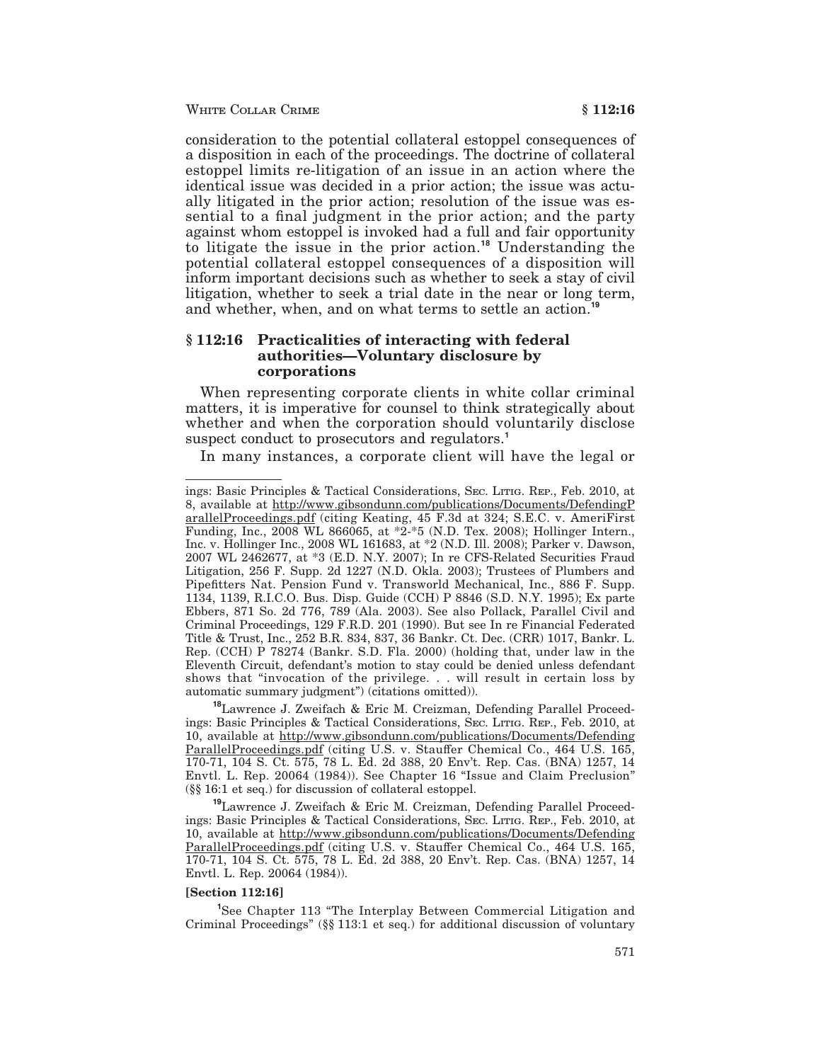consideration to the potential collateral estoppel consequences of a disposition in each of the proceedings. The doctrine of collateral estoppel limits re-litigation of an issue in an action where the identical issue was decided in a prior action; the issue was actually litigated in the prior action; resolution of the issue was essential to a final judgment in the prior action; and the party against whom estoppel is invoked had a full and fair opportunity to litigate the issue in the prior action.[18] Understanding the potential collateral estoppel consequences of a disposition will inform important decisions such as whether to seek a stay of civil litigation, whether to seek a trial date in the near or long term, and whether, when, and on what terms to settle an action.[19]

## § 112:16 Practicalities of interacting with federal authorities—Voluntary disclosure by corporations

When representing corporate clients in white collar criminal matters, it is imperative for counsel to think strategically about whether and when the corporation should voluntarily disclose suspect conduct to prosecutors and regulators.[1]

In many instances, a corporate client will have the legal or

---

ings: Basic Principles & Tactical Considerations, Sec. Litig. Rep., Feb. 2010, at 8, available at http://www.gibsondunn.com/publications/Documents/DefendingParallelProceedings.pdf (citing Keating, 45 F.3d at 324; S.E.C. v. AmeriFirst Funding, Inc., 2008 WL 866065, at *2-*5 (N.D. Tex. 2008); Hollinger Intern., Inc. v. Hollinger Inc., 2008 WL 161683, at *2 (N.D. Ill. 2008); Parker v. Dawson, 2007 WL 2462677, at *3 (E.D. N.Y. 2007); In re CFS-Related Securities Fraud Litigation, 256 F. Supp. 2d 1227 (N.D. Okla. 2003); Trustees of Plumbers and Pipefitters Nat. Pension Fund v. Transworld Mechanical, Inc., 886 F. Supp. 1134, 1139, R.I.C.O. Bus. Disp. Guide (CCH) P 8846 (S.D. N.Y. 1995); Ex parte Ebbers, 871 So. 2d 776, 789 (Ala. 2003). See also Pollack, Parallel Civil and Criminal Proceedings, 129 F.R.D. 201 (1990). But see In re Financial Federated Title & Trust, Inc., 252 B.R. 834, 837, 36 Bankr. Ct. Dec. (CRR) 1017, Bankr. L. Rep. (CCH) P 78274 (Bankr. S.D. Fla. 2000) (holding that, under law in the Eleventh Circuit, defendant's motion to stay could be denied unless defendant shows that "invocation of the privilege. . . will result in certain loss by automatic summary judgment") (citations omitted)).

[18] Lawrence J. Zweifach & Eric M. Creizman, Defending Parallel Proceedings: Basic Principles & Tactical Considerations, Sec. Litig. Rep., Feb. 2010, at 10, available at http://www.gibsondunn.com/publications/Documents/DefendingParallelProceedings.pdf (citing U.S. v. Stauffer Chemical Co., 464 U.S. 165, 170-71, 104 S. Ct. 575, 78 L. Ed. 2d 388, 20 Env't. Rep. Cas. (BNA) 1257, 14 Envtl. L. Rep. 20064 (1984)). See Chapter 16 "Issue and Claim Preclusion" (§§ 16:1 et seq.) for discussion of collateral estoppel.

[19] Lawrence J. Zweifach & Eric M. Creizman, Defending Parallel Proceedings: Basic Principles & Tactical Considerations, Sec. Litig. Rep., Feb. 2010, at 10, available at http://www.gibsondunn.com/publications/Documents/DefendingParallelProceedings.pdf (citing U.S. v. Stauffer Chemical Co., 464 U.S. 165, 170-71, 104 S. Ct. 575, 78 L. Ed. 2d 388, 20 Env't. Rep. Cas. (BNA) 1257, 14 Envtl. L. Rep. 20064 (1984)).

**[Section 112:16]**

[1] See Chapter 113 "The Interplay Between Commercial Litigation and Criminal Proceedings" (§§ 113:1 et seq.) for additional discussion of voluntary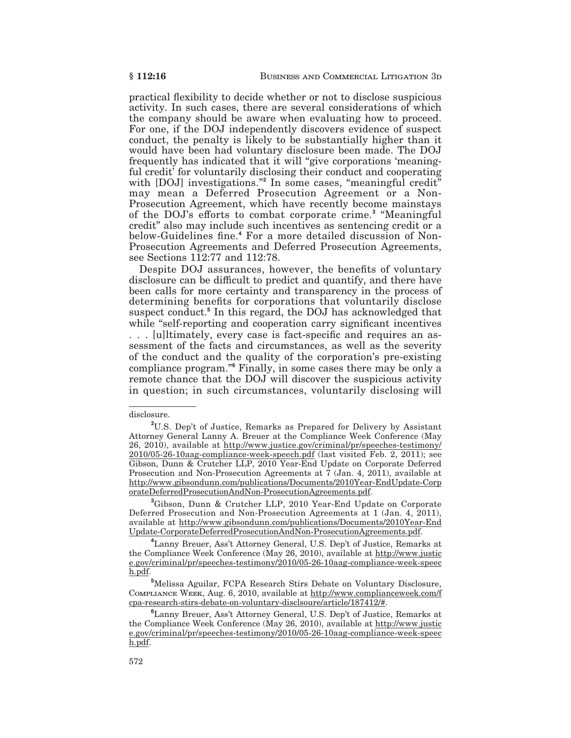practical flexibility to decide whether or not to disclose suspicious activity. In such cases, there are several considerations of which the company should be aware when evaluating how to proceed. For one, if the DOJ independently discovers evidence of suspect conduct, the penalty is likely to be substantially higher than it would have been had voluntary disclosure been made. The DOJ frequently has indicated that it will "give corporations 'meaningful credit' for voluntarily disclosing their conduct and cooperating with [DOJ] investigations."[2] In some cases, "meaningful credit" may mean a Deferred Prosecution Agreement or a Non-Prosecution Agreement, which have recently become mainstays of the DOJ's efforts to combat corporate crime.[3] "Meaningful credit" also may include such incentives as sentencing credit or a below-Guidelines fine.[4] For a more detailed discussion of Non-Prosecution Agreements and Deferred Prosecution Agreements, see Sections 112:77 and 112:78.

Despite DOJ assurances, however, the benefits of voluntary disclosure can be difficult to predict and quantify, and there have been calls for more certainty and transparency in the process of determining benefits for corporations that voluntarily disclose suspect conduct.[5] In this regard, the DOJ has acknowledged that while "self-reporting and cooperation carry significant incentives . . . [u]ltimately, every case is fact-specific and requires an assessment of the facts and circumstances, as well as the severity of the conduct and the quality of the corporation's pre-existing compliance program."[6] Finally, in some cases there may be only a remote chance that the DOJ will discover the suspicious activity in question; in such circumstances, voluntarily disclosing will

---

disclosure.

[2] U.S. Dep't of Justice, Remarks as Prepared for Delivery by Assistant Attorney General Lanny A. Breuer at the Compliance Week Conference (May 26, 2010), available at http://www.justice.gov/criminal/pr/speeches-testimony/2010/05-26-10aag-compliance-week-speech.pdf (last visited Feb. 2, 2011); see Gibson, Dunn & Crutcher LLP, 2010 Year-End Update on Corporate Deferred Prosecution and Non-Prosecution Agreements at 7 (Jan. 4, 2011), available at http://www.gibsondunn.com/publications/Documents/2010Year-EndUpdate-CorporateDeferredProsecutionAndNon-ProsecutionAgreements.pdf.

[3] Gibson, Dunn & Crutcher LLP, 2010 Year-End Update on Corporate Deferred Prosecution and Non-Prosecution Agreements at 1 (Jan. 4, 2011), available at http://www.gibsondunn.com/publications/Documents/2010Year-EndUpdate-CorporateDeferredProsecutionAndNon-ProsecutionAgreements.pdf.

[4] Lanny Breuer, Ass't Attorney General, U.S. Dep't of Justice, Remarks at the Compliance Week Conference (May 26, 2010), available at http://www.justice.gov/criminal/pr/speeches-testimony/2010/05-26-10aag-compliance-week-speech.pdf.

[5] Melissa Aguilar, FCPA Research Stirs Debate on Voluntary Disclosure, Compliance Week, Aug. 6, 2010, available at http://www.complianceweek.com/fcpa-research-stirs-debate-on-voluntary-disclsoure/article/187412/#.

[6] Lanny Breuer, Ass't Attorney General, U.S. Dep't of Justice, Remarks at the Compliance Week Conference (May 26, 2010), available at http://www.justice.gov/criminal/pr/speeches-testimony/2010/05-26-10aag-compliance-week-speech.pdf.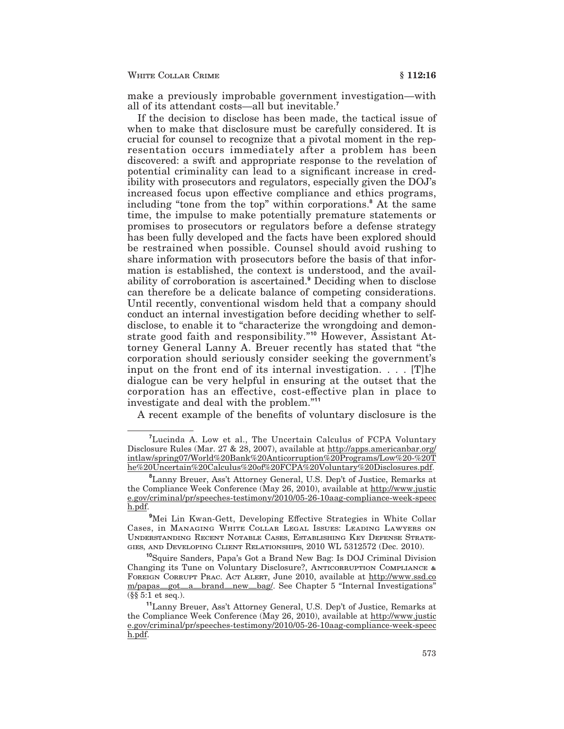make a previously improbable government investigation—with all of its attendant costs—all but inevitable.[7]

If the decision to disclose has been made, the tactical issue of when to make that disclosure must be carefully considered. It is crucial for counsel to recognize that a pivotal moment in the representation occurs immediately after a problem has been discovered: a swift and appropriate response to the revelation of potential criminality can lead to a significant increase in credibility with prosecutors and regulators, especially given the DOJ's increased focus upon effective compliance and ethics programs, including "tone from the top" within corporations.[8] At the same time, the impulse to make potentially premature statements or promises to prosecutors or regulators before a defense strategy has been fully developed and the facts have been explored should be restrained when possible. Counsel should avoid rushing to share information with prosecutors before the basis of that information is established, the context is understood, and the availability of corroboration is ascertained.[9] Deciding when to disclose can therefore be a delicate balance of competing considerations. Until recently, conventional wisdom held that a company should conduct an internal investigation before deciding whether to self-disclose, to enable it to "characterize the wrongdoing and demonstrate good faith and responsibility."[10] However, Assistant Attorney General Lanny A. Breuer recently has stated that "the corporation should seriously consider seeking the government's input on the front end of its internal investigation. . . . [T]he dialogue can be very helpful in ensuring at the outset that the corporation has an effective, cost-effective plan in place to investigate and deal with the problem."[11]

A recent example of the benefits of voluntary disclosure is the

---

[7] Lucinda A. Low et al., The Uncertain Calculus of FCPA Voluntary Disclosure Rules (Mar. 27 & 28, 2007), available at http://apps.americanbar.org/intlaw/spring07/World%20Bank%20Anticorruption%20Programs/Low%20-%20The%20Uncertain%20Calculus%20of%20FCPA%20Voluntary%20Disclosures.pdf.

[8] Lanny Breuer, Ass't Attorney General, U.S. Dep't of Justice, Remarks at the Compliance Week Conference (May 26, 2010), available at http://www.justice.gov/criminal/pr/speeches-testimony/2010/05-26-10aag-compliance-week-speech.pdf.

[9] Mei Lin Kwan-Gett, Developing Effective Strategies in White Collar Cases, in Managing White Collar Legal Issues: Leading Lawyers on Understanding Recent Notable Cases, Establishing Key Defense Strategies, and Developing Client Relationships, 2010 WL 5312572 (Dec. 2010).

[10] Squire Sanders, Papa's Got a Brand New Bag: Is DOJ Criminal Division Changing its Tune on Voluntary Disclosure?, Anticorruption Compliance & Foreign Corrupt Prac. Act Alert, June 2010, available at http://www.ssd.com/papas_got_a_brand_new_bag/. See Chapter 5 "Internal Investigations" (§§ 5:1 et seq.).

[11] Lanny Breuer, Ass't Attorney General, U.S. Dep't of Justice, Remarks at the Compliance Week Conference (May 26, 2010), available at http://www.justice.gov/criminal/pr/speeches-testimony/2010/05-26-10aag-compliance-week-speech.pdf.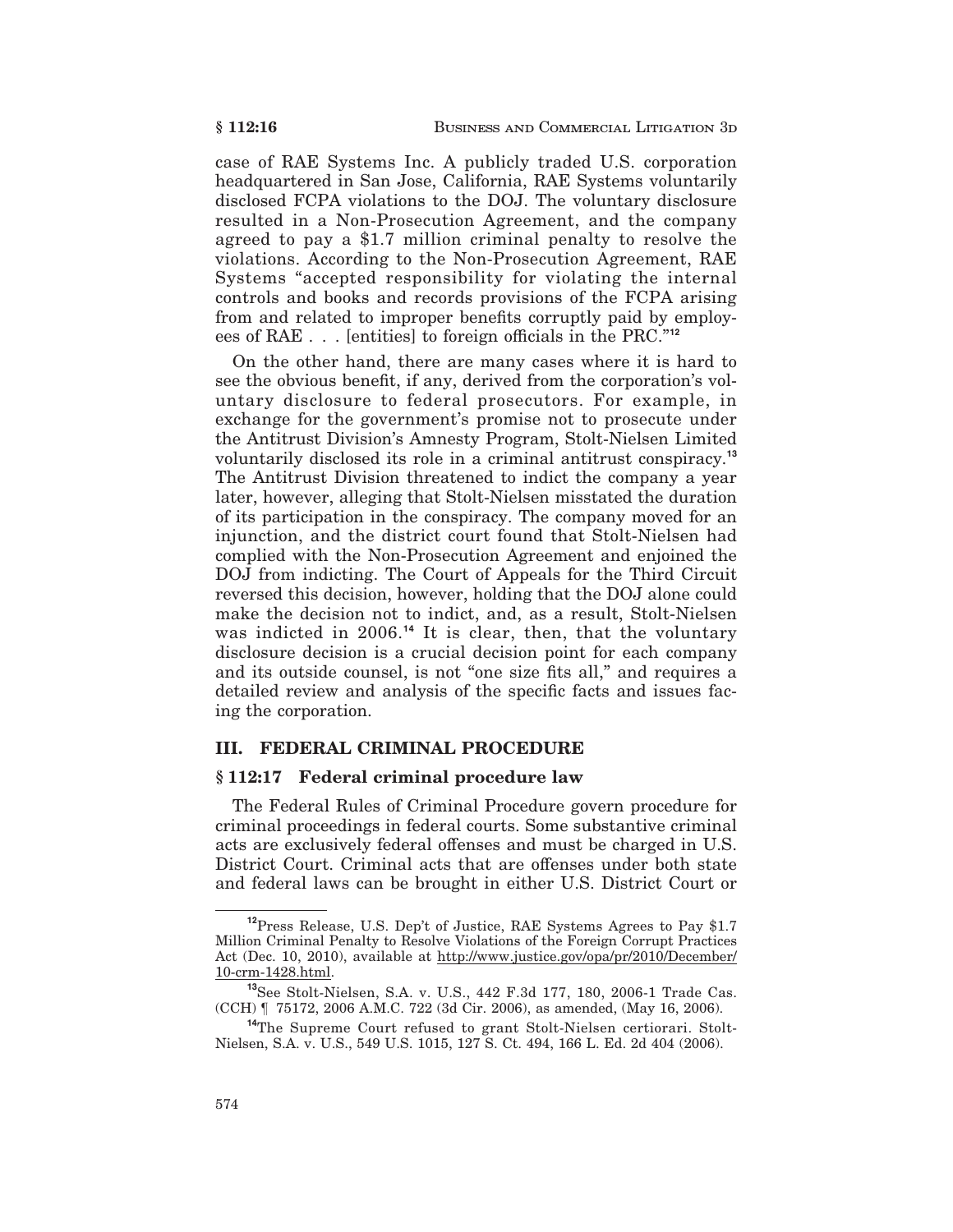case of RAE Systems Inc. A publicly traded U.S. corporation headquartered in San Jose, California, RAE Systems voluntarily disclosed FCPA violations to the DOJ. The voluntary disclosure resulted in a Non-Prosecution Agreement, and the company agreed to pay a $1.7 million criminal penalty to resolve the violations. According to the Non-Prosecution Agreement, RAE Systems "accepted responsibility for violating the internal controls and books and records provisions of the FCPA arising from and related to improper benefits corruptly paid by employees of RAE . . . [entities] to foreign officials in the PRC."[12]

On the other hand, there are many cases where it is hard to see the obvious benefit, if any, derived from the corporation's voluntary disclosure to federal prosecutors. For example, in exchange for the government's promise not to prosecute under the Antitrust Division's Amnesty Program, Stolt-Nielsen Limited voluntarily disclosed its role in a criminal antitrust conspiracy.[13] The Antitrust Division threatened to indict the company a year later, however, alleging that Stolt-Nielsen misstated the duration of its participation in the conspiracy. The company moved for an injunction, and the district court found that Stolt-Nielsen had complied with the Non-Prosecution Agreement and enjoined the DOJ from indicting. The Court of Appeals for the Third Circuit reversed this decision, however, holding that the DOJ alone could make the decision not to indict, and, as a result, Stolt-Nielsen was indicted in 2006.[14] It is clear, then, that the voluntary disclosure decision is a crucial decision point for each company and its outside counsel, is not "one size fits all," and requires a detailed review and analysis of the specific facts and issues facing the corporation.

## III. FEDERAL CRIMINAL PROCEDURE

### § 112:17 Federal criminal procedure law

The Federal Rules of Criminal Procedure govern procedure for criminal proceedings in federal courts. Some substantive criminal acts are exclusively federal offenses and must be charged in U.S. District Court. Criminal acts that are offenses under both state and federal laws can be brought in either U.S. District Court or

---

[12] Press Release, U.S. Dep't of Justice, RAE Systems Agrees to Pay $1.7 Million Criminal Penalty to Resolve Violations of the Foreign Corrupt Practices Act (Dec. 10, 2010), available at http://www.justice.gov/opa/pr/2010/December/10-crm-1428.html.

[13] See Stolt-Nielsen, S.A. v. U.S., 442 F.3d 177, 180, 2006-1 Trade Cas. (CCH) ¶ 75172, 2006 A.M.C. 722 (3d Cir. 2006), as amended, (May 16, 2006).

[14] The Supreme Court refused to grant Stolt-Nielsen certiorari. Stolt-Nielsen, S.A. v. U.S., 549 U.S. 1015, 127 S. Ct. 494, 166 L. Ed. 2d 404 (2006).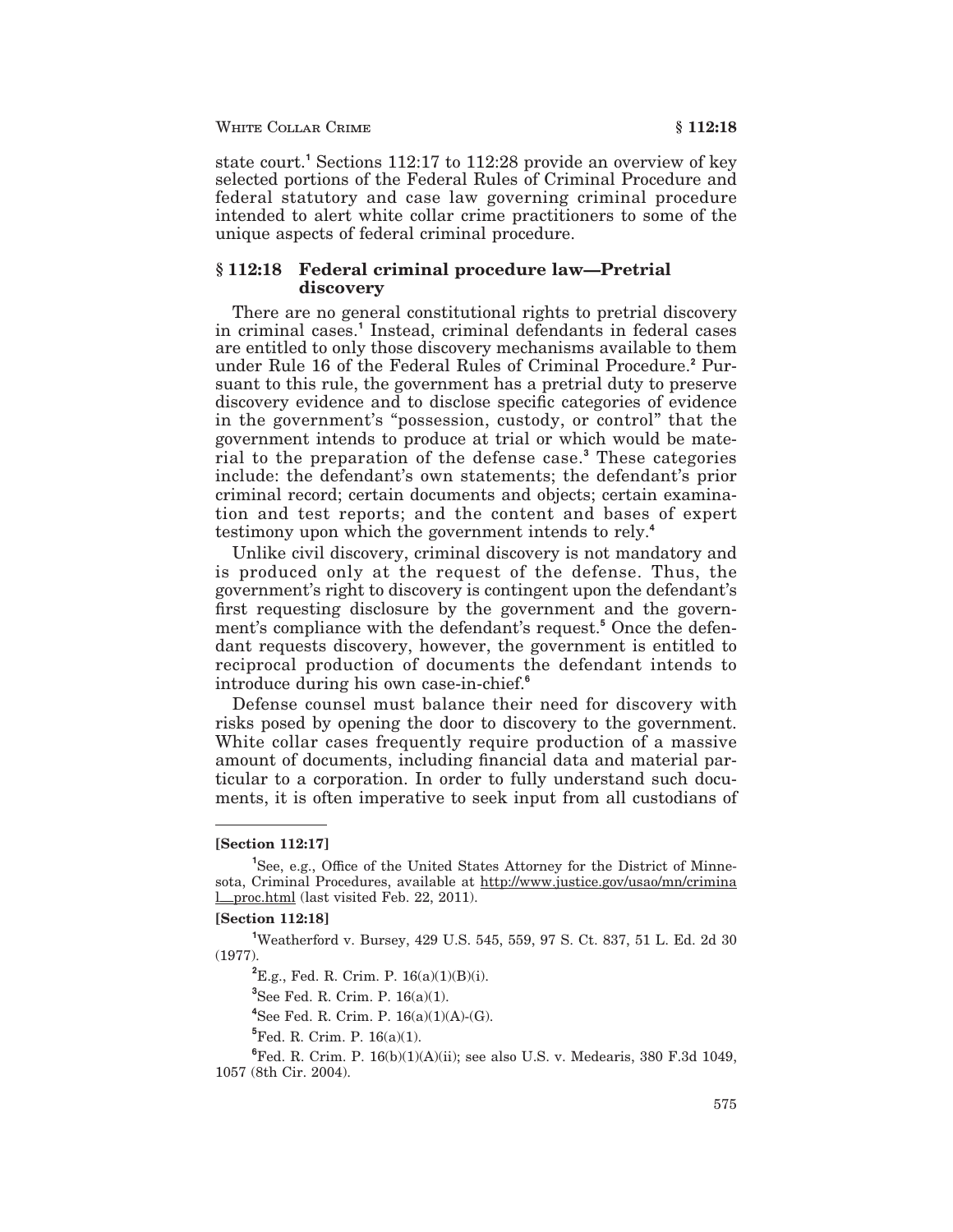state court.[1] Sections 112:17 to 112:28 provide an overview of key selected portions of the Federal Rules of Criminal Procedure and federal statutory and case law governing criminal procedure intended to alert white collar crime practitioners to some of the unique aspects of federal criminal procedure.

## § 112:18 Federal criminal procedure law—Pretrial discovery

There are no general constitutional rights to pretrial discovery in criminal cases.[1] Instead, criminal defendants in federal cases are entitled to only those discovery mechanisms available to them under Rule 16 of the Federal Rules of Criminal Procedure.[2] Pursuant to this rule, the government has a pretrial duty to preserve discovery evidence and to disclose specific categories of evidence in the government's "possession, custody, or control" that the government intends to produce at trial or which would be material to the preparation of the defense case.[3] These categories include: the defendant's own statements; the defendant's prior criminal record; certain documents and objects; certain examination and test reports; and the content and bases of expert testimony upon which the government intends to rely.[4]

Unlike civil discovery, criminal discovery is not mandatory and is produced only at the request of the defense. Thus, the government's right to discovery is contingent upon the defendant's first requesting disclosure by the government and the government's compliance with the defendant's request.[5] Once the defendant requests discovery, however, the government is entitled to reciprocal production of documents the defendant intends to introduce during his own case-in-chief.[6]

Defense counsel must balance their need for discovery with risks posed by opening the door to discovery to the government. White collar cases frequently require production of a massive amount of documents, including financial data and material particular to a corporation. In order to fully understand such documents, it is often imperative to seek input from all custodians of

---

**[Section 112:17]**

[1] See, e.g., Office of the United States Attorney for the District of Minnesota, Criminal Procedures, available at http://www.justice.gov/usao/mn/criminal_proc.html (last visited Feb. 22, 2011).

**[Section 112:18]**

[1] Weatherford v. Bursey, 429 U.S. 545, 559, 97 S. Ct. 837, 51 L. Ed. 2d 30 (1977).

[2] E.g., Fed. R. Crim. P. 16(a)(1)(B)(i).

[3] See Fed. R. Crim. P. 16(a)(1).

[4] See Fed. R. Crim. P. 16(a)(1)(A)-(G).

[5] Fed. R. Crim. P. 16(a)(1).

[6] Fed. R. Crim. P. 16(b)(1)(A)(ii); see also U.S. v. Medearis, 380 F.3d 1049, 1057 (8th Cir. 2004).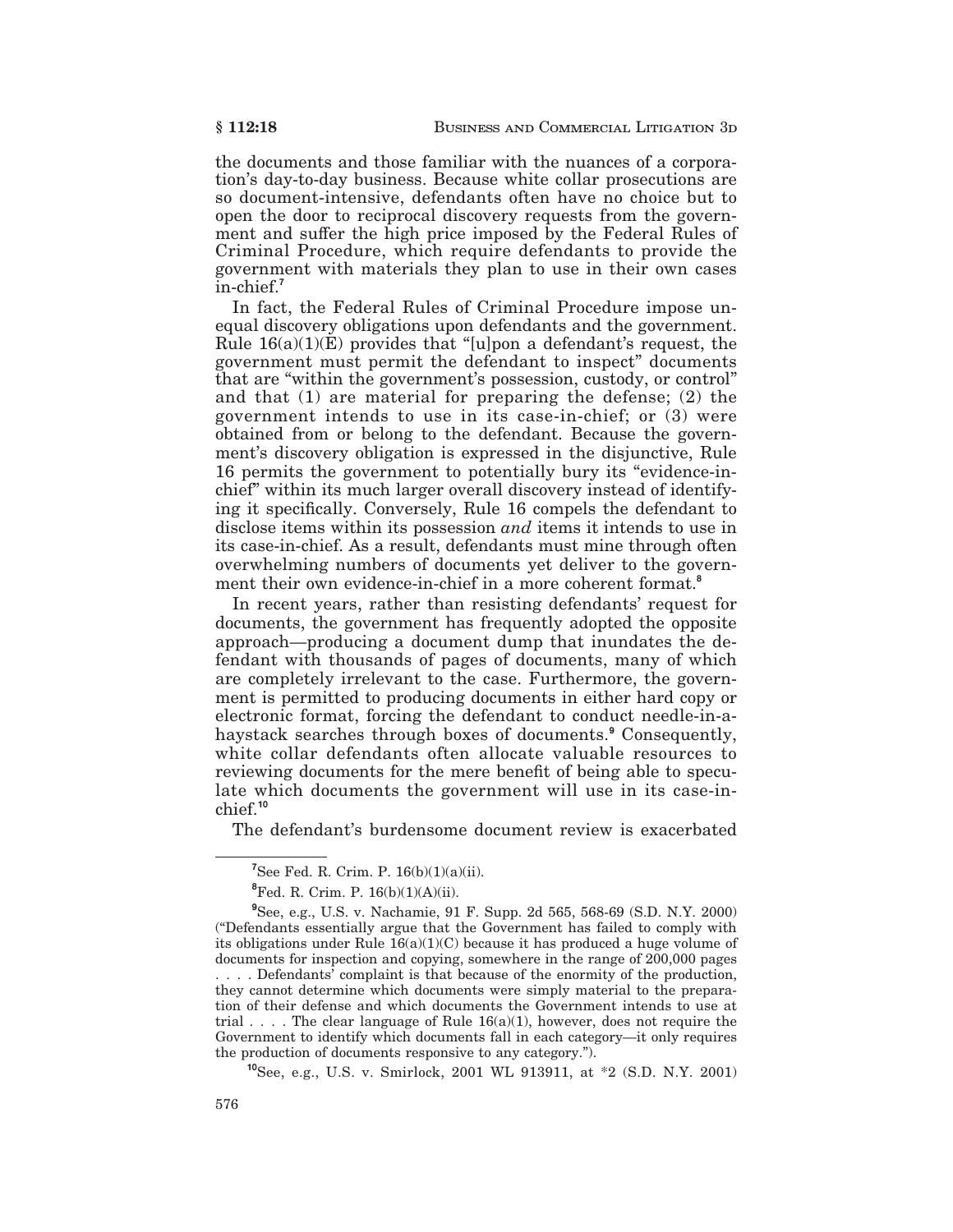the documents and those familiar with the nuances of a corporation's day-to-day business. Because white collar prosecutions are so document-intensive, defendants often have no choice but to open the door to reciprocal discovery requests from the government and suffer the high price imposed by the Federal Rules of Criminal Procedure, which require defendants to provide the government with materials they plan to use in their own cases in-chief.[7]

In fact, the Federal Rules of Criminal Procedure impose unequal discovery obligations upon defendants and the government. Rule 16(a)(1)(E) provides that "[u]pon a defendant's request, the government must permit the defendant to inspect" documents that are "within the government's possession, custody, or control" and that (1) are material for preparing the defense; (2) the government intends to use in its case-in-chief; or (3) were obtained from or belong to the defendant. Because the government's discovery obligation is expressed in the disjunctive, Rule 16 permits the government to potentially bury its "evidence-in-chief" within its much larger overall discovery instead of identifying it specifically. Conversely, Rule 16 compels the defendant to disclose items within its possession *and* items it intends to use in its case-in-chief. As a result, defendants must mine through often overwhelming numbers of documents yet deliver to the government their own evidence-in-chief in a more coherent format.[8]

In recent years, rather than resisting defendants' request for documents, the government has frequently adopted the opposite approach—producing a document dump that inundates the defendant with thousands of pages of documents, many of which are completely irrelevant to the case. Furthermore, the government is permitted to producing documents in either hard copy or electronic format, forcing the defendant to conduct needle-in-a-haystack searches through boxes of documents.[9] Consequently, white collar defendants often allocate valuable resources to reviewing documents for the mere benefit of being able to speculate which documents the government will use in its case-in-chief.[10]

The defendant's burdensome document review is exacerbated

---

[7] See Fed. R. Crim. P. 16(b)(1)(a)(ii).

[8] Fed. R. Crim. P. 16(b)(1)(A)(ii).

[9] See, e.g., U.S. v. Nachamie, 91 F. Supp. 2d 565, 568-69 (S.D. N.Y. 2000) ("Defendants essentially argue that the Government has failed to comply with its obligations under Rule 16(a)(1)(C) because it has produced a huge volume of documents for inspection and copying, somewhere in the range of 200,000 pages . . . . Defendants' complaint is that because of the enormity of the production, they cannot determine which documents were simply material to the preparation of their defense and which documents the Government intends to use at trial . . . . The clear language of Rule 16(a)(1), however, does not require the Government to identify which documents fall in each category—it only requires the production of documents responsive to any category.").

[10] See, e.g., U.S. v. Smirlock, 2001 WL 913911, at *2 (S.D. N.Y. 2001)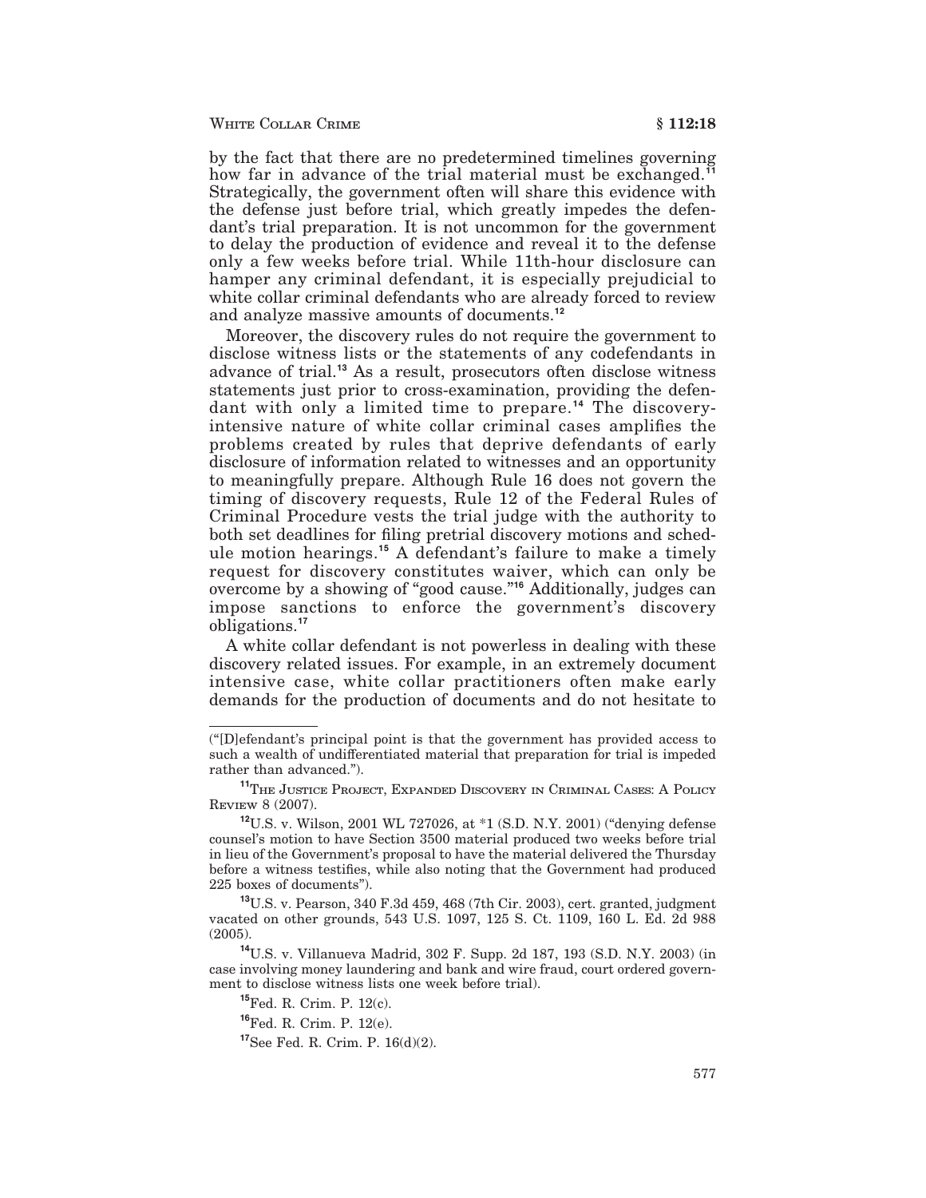by the fact that there are no predetermined timelines governing how far in advance of the trial material must be exchanged.[11] Strategically, the government often will share this evidence with the defense just before trial, which greatly impedes the defendant's trial preparation. It is not uncommon for the government to delay the production of evidence and reveal it to the defense only a few weeks before trial. While 11th-hour disclosure can hamper any criminal defendant, it is especially prejudicial to white collar criminal defendants who are already forced to review and analyze massive amounts of documents.[12]

Moreover, the discovery rules do not require the government to disclose witness lists or the statements of any codefendants in advance of trial.[13] As a result, prosecutors often disclose witness statements just prior to cross-examination, providing the defendant with only a limited time to prepare.[14] The discovery-intensive nature of white collar criminal cases amplifies the problems created by rules that deprive defendants of early disclosure of information related to witnesses and an opportunity to meaningfully prepare. Although Rule 16 does not govern the timing of discovery requests, Rule 12 of the Federal Rules of Criminal Procedure vests the trial judge with the authority to both set deadlines for filing pretrial discovery motions and schedule motion hearings.[15] A defendant's failure to make a timely request for discovery constitutes waiver, which can only be overcome by a showing of "good cause."[16] Additionally, judges can impose sanctions to enforce the government's discovery obligations.[17]

A white collar defendant is not powerless in dealing with these discovery related issues. For example, in an extremely document intensive case, white collar practitioners often make early demands for the production of documents and do not hesitate to

---

("[D]efendant's principal point is that the government has provided access to such a wealth of undifferentiated material that preparation for trial is impeded rather than advanced.").

[11] The Justice Project, Expanded Discovery in Criminal Cases: A Policy Review 8 (2007).

[12] U.S. v. Wilson, 2001 WL 727026, at *1 (S.D. N.Y. 2001) ("denying defense counsel's motion to have Section 3500 material produced two weeks before trial in lieu of the Government's proposal to have the material delivered the Thursday before a witness testifies, while also noting that the Government had produced 225 boxes of documents").

[13] U.S. v. Pearson, 340 F.3d 459, 468 (7th Cir. 2003), cert. granted, judgment vacated on other grounds, 543 U.S. 1097, 125 S. Ct. 1109, 160 L. Ed. 2d 988 (2005).

[14] U.S. v. Villanueva Madrid, 302 F. Supp. 2d 187, 193 (S.D. N.Y. 2003) (in case involving money laundering and bank and wire fraud, court ordered government to disclose witness lists one week before trial).

[15] Fed. R. Crim. P. 12(c).

[16] Fed. R. Crim. P. 12(e).

[17] See Fed. R. Crim. P. 16(d)(2).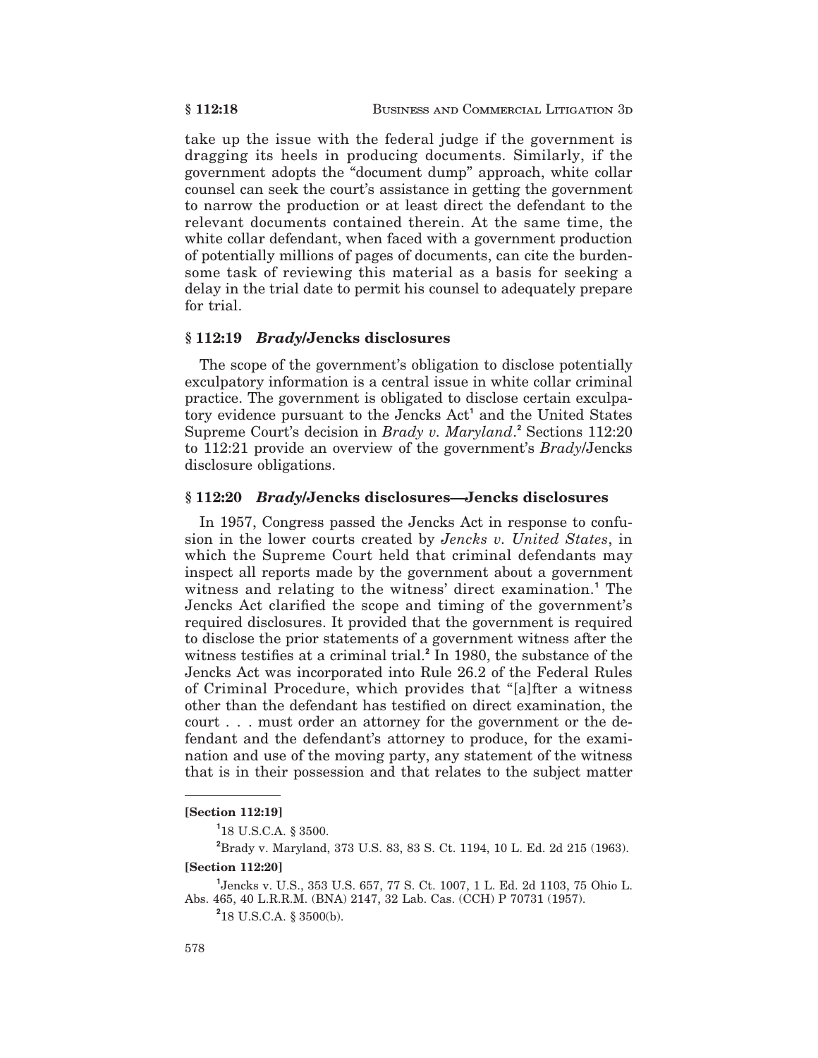take up the issue with the federal judge if the government is dragging its heels in producing documents. Similarly, if the government adopts the "document dump" approach, white collar counsel can seek the court's assistance in getting the government to narrow the production or at least direct the defendant to the relevant documents contained therein. At the same time, the white collar defendant, when faced with a government production of potentially millions of pages of documents, can cite the burdensome task of reviewing this material as a basis for seeking a delay in the trial date to permit his counsel to adequately prepare for trial.

### § 112:19 *Brady*/Jencks disclosures

The scope of the government's obligation to disclose potentially exculpatory information is a central issue in white collar criminal practice. The government is obligated to disclose certain exculpatory evidence pursuant to the Jencks Act[1] and the United States Supreme Court's decision in *Brady v. Maryland*.[2] Sections 112:20 to 112:21 provide an overview of the government's *Brady*/Jencks disclosure obligations.

### § 112:20 *Brady*/Jencks disclosures—Jencks disclosures

In 1957, Congress passed the Jencks Act in response to confusion in the lower courts created by *Jencks v. United States*, in which the Supreme Court held that criminal defendants may inspect all reports made by the government about a government witness and relating to the witness' direct examination.[1] The Jencks Act clarified the scope and timing of the government's required disclosures. It provided that the government is required to disclose the prior statements of a government witness after the witness testifies at a criminal trial.[2] In 1980, the substance of the Jencks Act was incorporated into Rule 26.2 of the Federal Rules of Criminal Procedure, which provides that "[a]fter a witness other than the defendant has testified on direct examination, the court . . . must order an attorney for the government or the defendant and the defendant's attorney to produce, for the examination and use of the moving party, any statement of the witness that is in their possession and that relates to the subject matter

---

**[Section 112:19]**

[1] 18 U.S.C.A. § 3500.

[2] Brady v. Maryland, 373 U.S. 83, 83 S. Ct. 1194, 10 L. Ed. 2d 215 (1963).

**[Section 112:20]**

[1] Jencks v. U.S., 353 U.S. 657, 77 S. Ct. 1007, 1 L. Ed. 2d 1103, 75 Ohio L. Abs. 465, 40 L.R.R.M. (BNA) 2147, 32 Lab. Cas. (CCH) P 70731 (1957).

[2] 18 U.S.C.A. § 3500(b).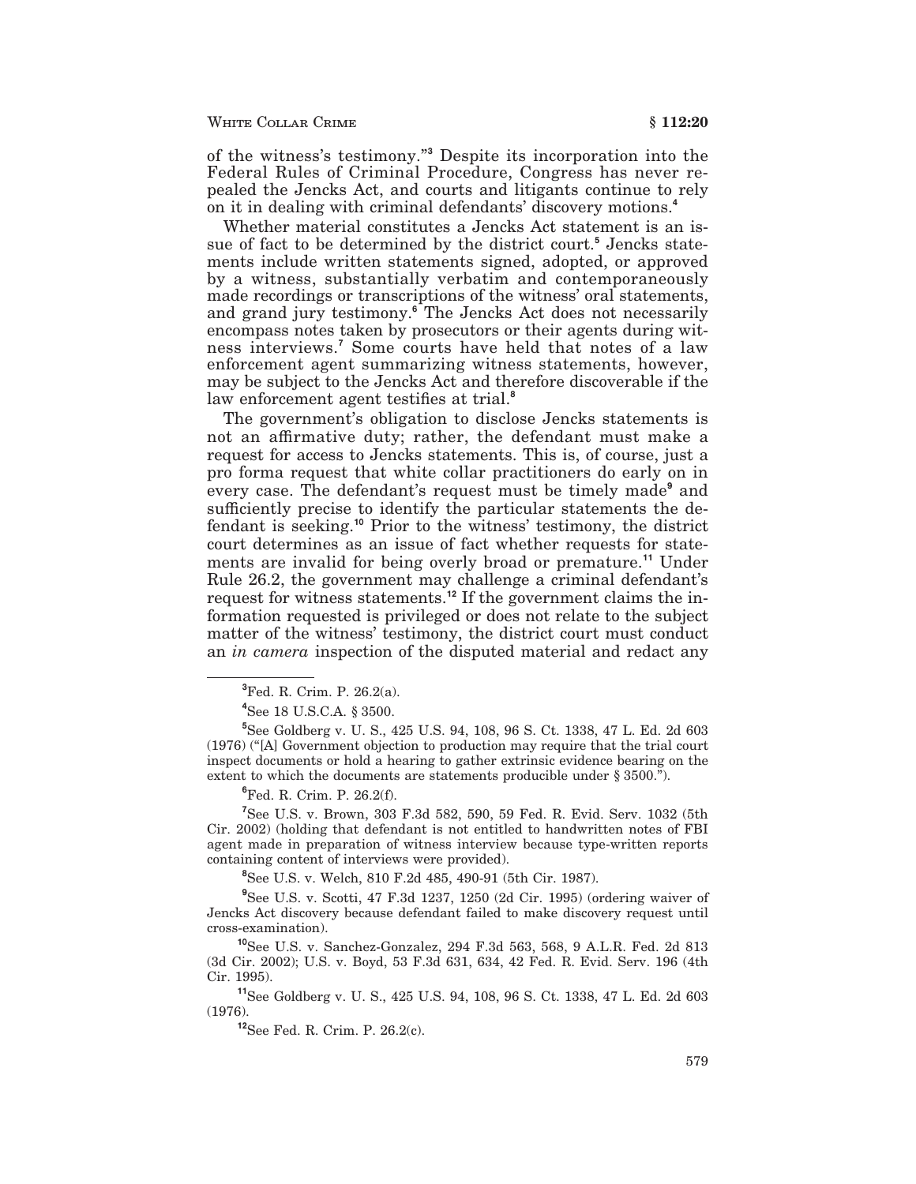of the witness's testimony."[3] Despite its incorporation into the Federal Rules of Criminal Procedure, Congress has never repealed the Jencks Act, and courts and litigants continue to rely on it in dealing with criminal defendants' discovery motions.[4]

Whether material constitutes a Jencks Act statement is an issue of fact to be determined by the district court.[5] Jencks statements include written statements signed, adopted, or approved by a witness, substantially verbatim and contemporaneously made recordings or transcriptions of the witness' oral statements, and grand jury testimony.[6] The Jencks Act does not necessarily encompass notes taken by prosecutors or their agents during witness interviews.[7] Some courts have held that notes of a law enforcement agent summarizing witness statements, however, may be subject to the Jencks Act and therefore discoverable if the law enforcement agent testifies at trial.[8]

The government's obligation to disclose Jencks statements is not an affirmative duty; rather, the defendant must make a request for access to Jencks statements. This is, of course, just a pro forma request that white collar practitioners do early on in every case. The defendant's request must be timely made[9] and sufficiently precise to identify the particular statements the defendant is seeking.[10] Prior to the witness' testimony, the district court determines as an issue of fact whether requests for statements are invalid for being overly broad or premature.[11] Under Rule 26.2, the government may challenge a criminal defendant's request for witness statements.[12] If the government claims the information requested is privileged or does not relate to the subject matter of the witness' testimony, the district court must conduct an *in camera* inspection of the disputed material and redact any

---

[3] Fed. R. Crim. P. 26.2(a).

[4] See 18 U.S.C.A. § 3500.

[5] See Goldberg v. U. S., 425 U.S. 94, 108, 96 S. Ct. 1338, 47 L. Ed. 2d 603 (1976) ("[A] Government objection to production may require that the trial court inspect documents or hold a hearing to gather extrinsic evidence bearing on the extent to which the documents are statements producible under § 3500.").

[6] Fed. R. Crim. P. 26.2(f).

[7] See U.S. v. Brown, 303 F.3d 582, 590, 59 Fed. R. Evid. Serv. 1032 (5th Cir. 2002) (holding that defendant is not entitled to handwritten notes of FBI agent made in preparation of witness interview because type-written reports containing content of interviews were provided).

[8] See U.S. v. Welch, 810 F.2d 485, 490-91 (5th Cir. 1987).

[9] See U.S. v. Scotti, 47 F.3d 1237, 1250 (2d Cir. 1995) (ordering waiver of Jencks Act discovery because defendant failed to make discovery request until cross-examination).

[10] See U.S. v. Sanchez-Gonzalez, 294 F.3d 563, 568, 9 A.L.R. Fed. 2d 813 (3d Cir. 2002); U.S. v. Boyd, 53 F.3d 631, 634, 42 Fed. R. Evid. Serv. 196 (4th Cir. 1995).

[11] See Goldberg v. U. S., 425 U.S. 94, 108, 96 S. Ct. 1338, 47 L. Ed. 2d 603 (1976).

[12] See Fed. R. Crim. P. 26.2(c).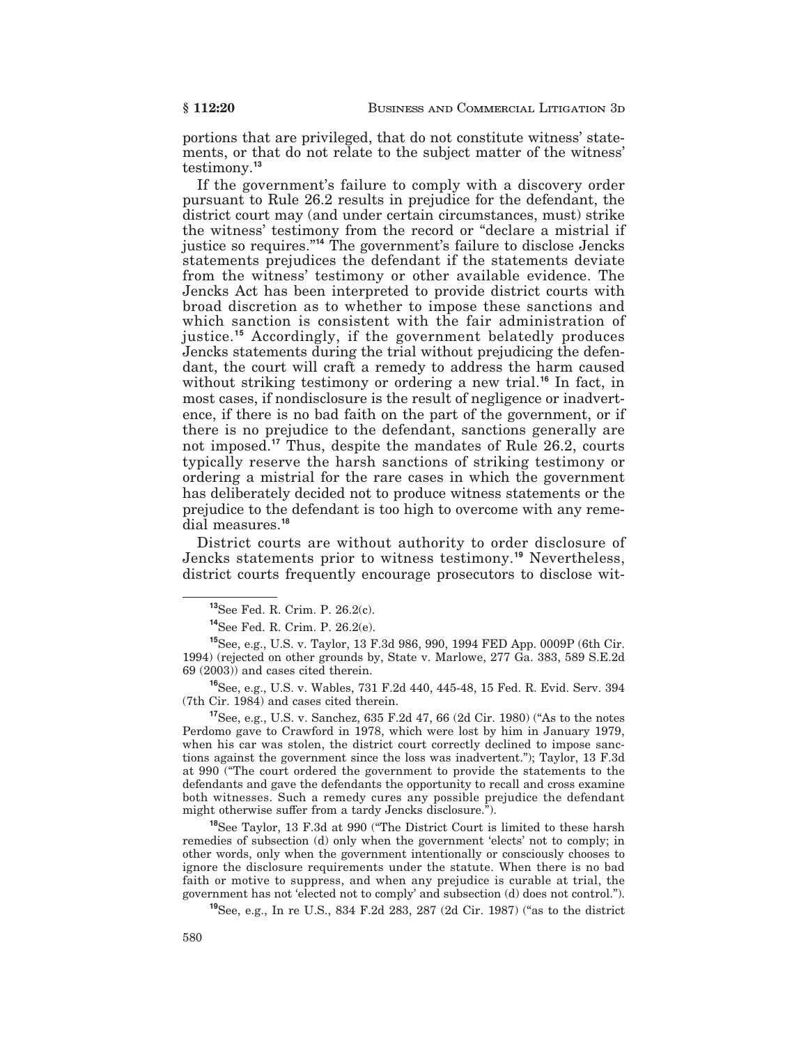portions that are privileged, that do not constitute witness' statements, or that do not relate to the subject matter of the witness' testimony.[13]

If the government's failure to comply with a discovery order pursuant to Rule 26.2 results in prejudice for the defendant, the district court may (and under certain circumstances, must) strike the witness' testimony from the record or "declare a mistrial if justice so requires."[14] The government's failure to disclose Jencks statements prejudices the defendant if the statements deviate from the witness' testimony or other available evidence. The Jencks Act has been interpreted to provide district courts with broad discretion as to whether to impose these sanctions and which sanction is consistent with the fair administration of justice.[15] Accordingly, if the government belatedly produces Jencks statements during the trial without prejudicing the defendant, the court will craft a remedy to address the harm caused without striking testimony or ordering a new trial.[16] In fact, in most cases, if nondisclosure is the result of negligence or inadvertence, if there is no bad faith on the part of the government, or if there is no prejudice to the defendant, sanctions generally are not imposed.[17] Thus, despite the mandates of Rule 26.2, courts typically reserve the harsh sanctions of striking testimony or ordering a mistrial for the rare cases in which the government has deliberately decided not to produce witness statements or the prejudice to the defendant is too high to overcome with any remedial measures.[18]

District courts are without authority to order disclosure of Jencks statements prior to witness testimony.[19] Nevertheless, district courts frequently encourage prosecutors to disclose wit-

---

[13] See Fed. R. Crim. P. 26.2(c).

[14] See Fed. R. Crim. P. 26.2(e).

[15] See, e.g., U.S. v. Taylor, 13 F.3d 986, 990, 1994 FED App. 0009P (6th Cir. 1994) (rejected on other grounds by, State v. Marlowe, 277 Ga. 383, 589 S.E.2d 69 (2003)) and cases cited therein.

[16] See, e.g., U.S. v. Wables, 731 F.2d 440, 445-48, 15 Fed. R. Evid. Serv. 394 (7th Cir. 1984) and cases cited therein.

[17] See, e.g., U.S. v. Sanchez, 635 F.2d 47, 66 (2d Cir. 1980) ("As to the notes Perdomo gave to Crawford in 1978, which were lost by him in January 1979, when his car was stolen, the district court correctly declined to impose sanctions against the government since the loss was inadvertent."); Taylor, 13 F.3d at 990 ("The court ordered the government to provide the statements to the defendants and gave the defendants the opportunity to recall and cross examine both witnesses. Such a remedy cures any possible prejudice the defendant might otherwise suffer from a tardy Jencks disclosure.").

[18] See Taylor, 13 F.3d at 990 ("The District Court is limited to these harsh remedies of subsection (d) only when the government 'elects' not to comply; in other words, only when the government intentionally or consciously chooses to ignore the disclosure requirements under the statute. When there is no bad faith or motive to suppress, and when any prejudice is curable at trial, the government has not 'elected not to comply' and subsection (d) does not control.").

[19] See, e.g., In re U.S., 834 F.2d 283, 287 (2d Cir. 1987) ("as to the district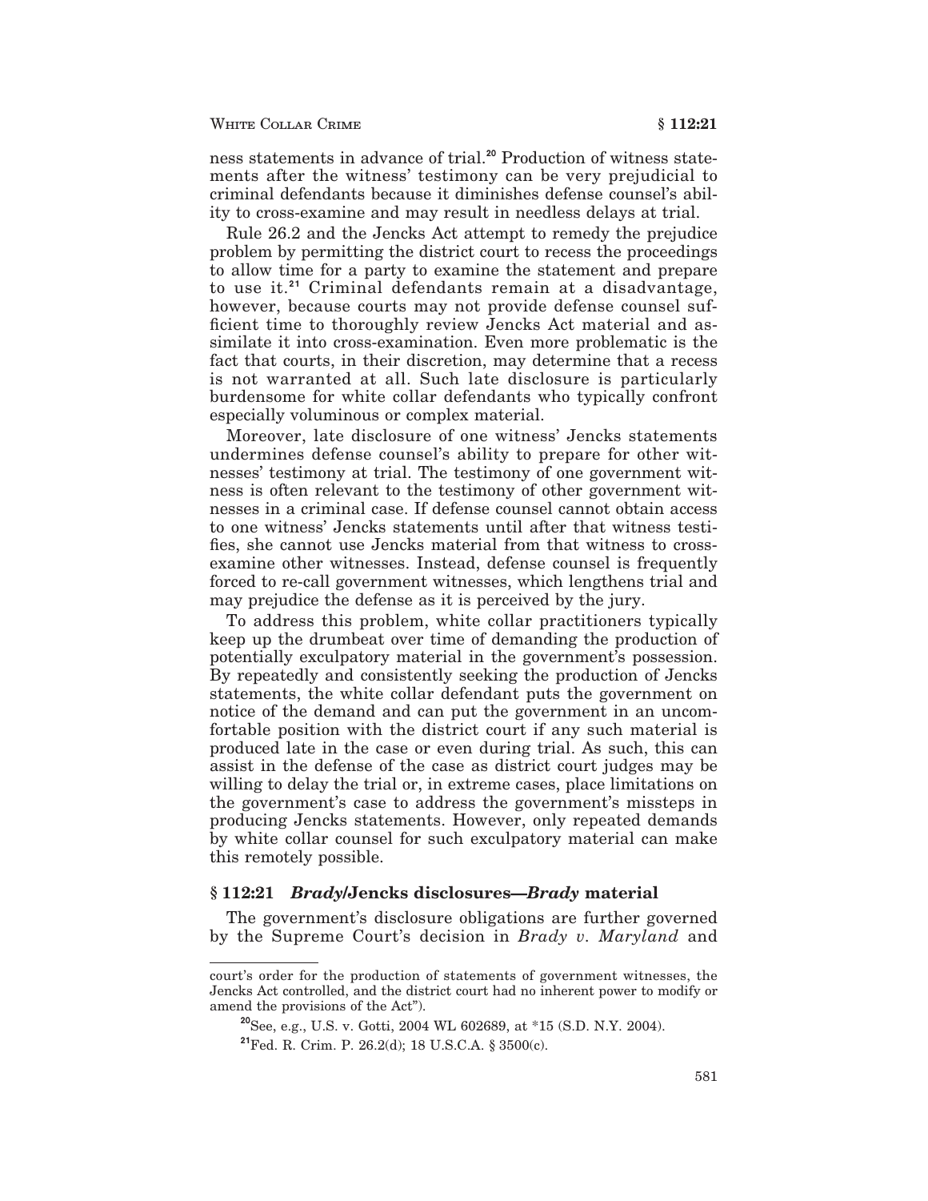ness statements in advance of trial.[20] Production of witness statements after the witness' testimony can be very prejudicial to criminal defendants because it diminishes defense counsel's ability to cross-examine and may result in needless delays at trial.

Rule 26.2 and the Jencks Act attempt to remedy the prejudice problem by permitting the district court to recess the proceedings to allow time for a party to examine the statement and prepare to use it.[21] Criminal defendants remain at a disadvantage, however, because courts may not provide defense counsel sufficient time to thoroughly review Jencks Act material and assimilate it into cross-examination. Even more problematic is the fact that courts, in their discretion, may determine that a recess is not warranted at all. Such late disclosure is particularly burdensome for white collar defendants who typically confront especially voluminous or complex material.

Moreover, late disclosure of one witness' Jencks statements undermines defense counsel's ability to prepare for other witnesses' testimony at trial. The testimony of one government witness is often relevant to the testimony of other government witnesses in a criminal case. If defense counsel cannot obtain access to one witness' Jencks statements until after that witness testifies, she cannot use Jencks material from that witness to cross-examine other witnesses. Instead, defense counsel is frequently forced to re-call government witnesses, which lengthens trial and may prejudice the defense as it is perceived by the jury.

To address this problem, white collar practitioners typically keep up the drumbeat over time of demanding the production of potentially exculpatory material in the government's possession. By repeatedly and consistently seeking the production of Jencks statements, the white collar defendant puts the government on notice of the demand and can put the government in an uncomfortable position with the district court if any such material is produced late in the case or even during trial. As such, this can assist in the defense of the case as district court judges may be willing to delay the trial or, in extreme cases, place limitations on the government's case to address the government's missteps in producing Jencks statements. However, only repeated demands by white collar counsel for such exculpatory material can make this remotely possible.

### § 112:21 *Brady*/Jencks disclosures—*Brady* material

The government's disclosure obligations are further governed by the Supreme Court's decision in *Brady v. Maryland* and

---

court's order for the production of statements of government witnesses, the Jencks Act controlled, and the district court had no inherent power to modify or amend the provisions of the Act").

[20] See, e.g., U.S. v. Gotti, 2004 WL 602689, at *15 (S.D. N.Y. 2004).

[21] Fed. R. Crim. P. 26.2(d); 18 U.S.C.A. § 3500(c).